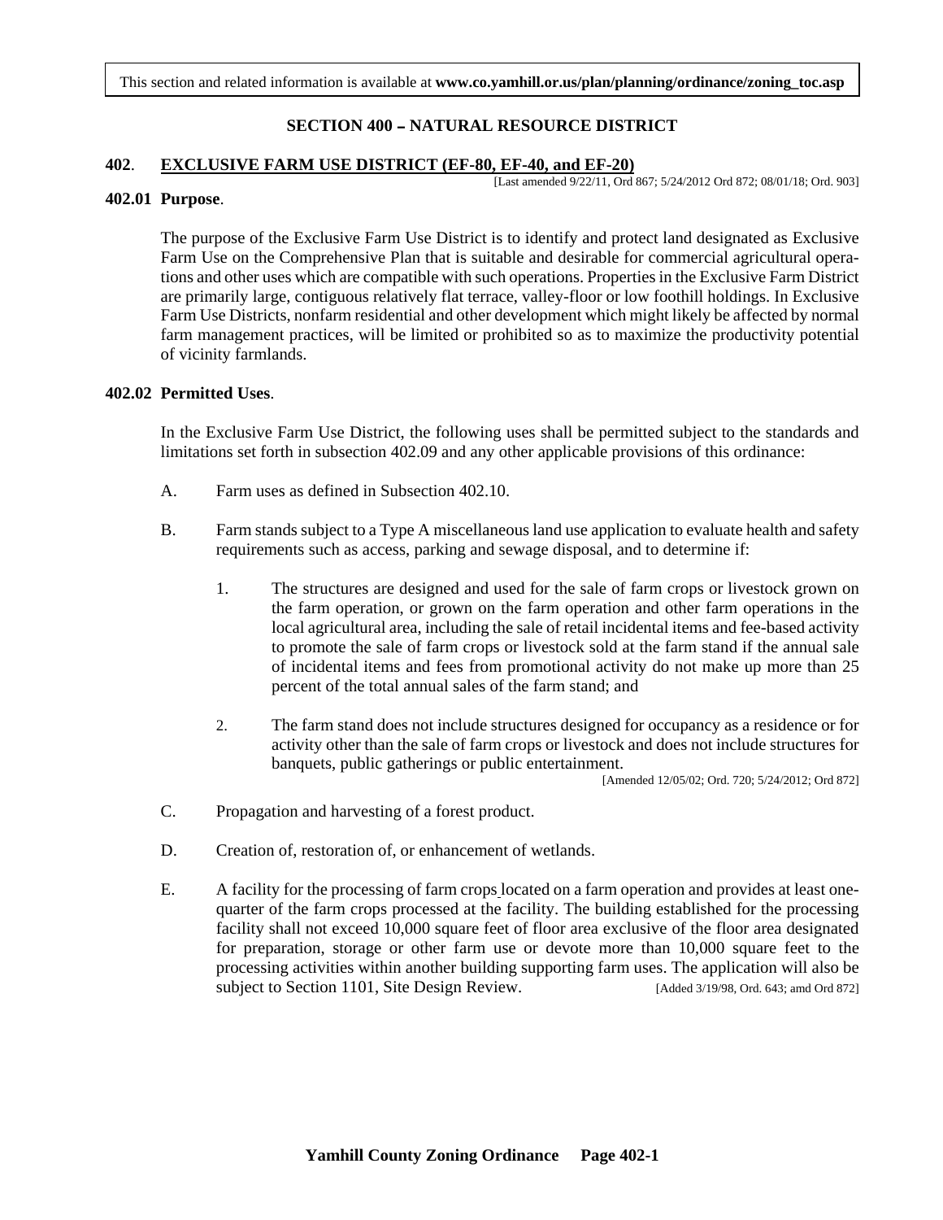This section and related information is available at **www.co.yamhill.or.us/plan/planning/ordinance/zoning_toc.asp**

## SECTION 400 – NATURAL RESOURCE DISTRICT

### 402. EXCLUSIVE FARM USE DISTRICT (EF-80, EF-40, and EF-20)

[Last amended 9/22/11, Ord 867; 5/24/2012 Ord 872; 08/01/18; Ord. 903]

**402.01 Purpose**.

The purpose of the Exclusive Farm Use District is to identify and protect land designated as Exclusive Farm Use on the Comprehensive Plan that is suitable and desirable for commercial agricultural operations and other uses which are compatible with such operations. Properties in the Exclusive Farm District are primarily large, contiguous relatively flat terrace, valley-floor or low foothill holdings. In Exclusive Farm Use Districts, nonfarm residential and other development which might likely be affected by normal farm management practices, will be limited or prohibited so as to maximize the productivity potential of vicinity farmlands.

**402.02 Permitted Uses**.

In the Exclusive Farm Use District, the following uses shall be permitted subject to the standards and limitations set forth in subsection 402.09 and any other applicable provisions of this ordinance:

A. Farm uses as defined in Subsection 402.10.

B. Farm stands subject to a Type A miscellaneous land use application to evaluate health and safety requirements such as access, parking and sewage disposal, and to determine if:

   1. The structures are designed and used for the sale of farm crops or livestock grown on the farm operation, or grown on the farm operation and other farm operations in the local agricultural area, including the sale of retail incidental items and fee-based activity to promote the sale of farm crops or livestock sold at the farm stand if the annual sale of incidental items and fees from promotional activity do not make up more than 25 percent of the total annual sales of the farm stand; and

   2. The farm stand does not include structures designed for occupancy as a residence or for activity other than the sale of farm crops or livestock and does not include structures for banquets, public gatherings or public entertainment.

   [Amended 12/05/02; Ord. 720; 5/24/2012; Ord 872]

C. Propagation and harvesting of a forest product.

D. Creation of, restoration of, or enhancement of wetlands.

E. A facility for the processing of farm crops located on a farm operation and provides at least one-quarter of the farm crops processed at the facility. The building established for the processing facility shall not exceed 10,000 square feet of floor area exclusive of the floor area designated for preparation, storage or other farm use or devote more than 10,000 square feet to the processing activities within another building supporting farm uses. The application will also be subject to Section 1101, Site Design Review. [Added 3/19/98, Ord. 643; amd Ord 872]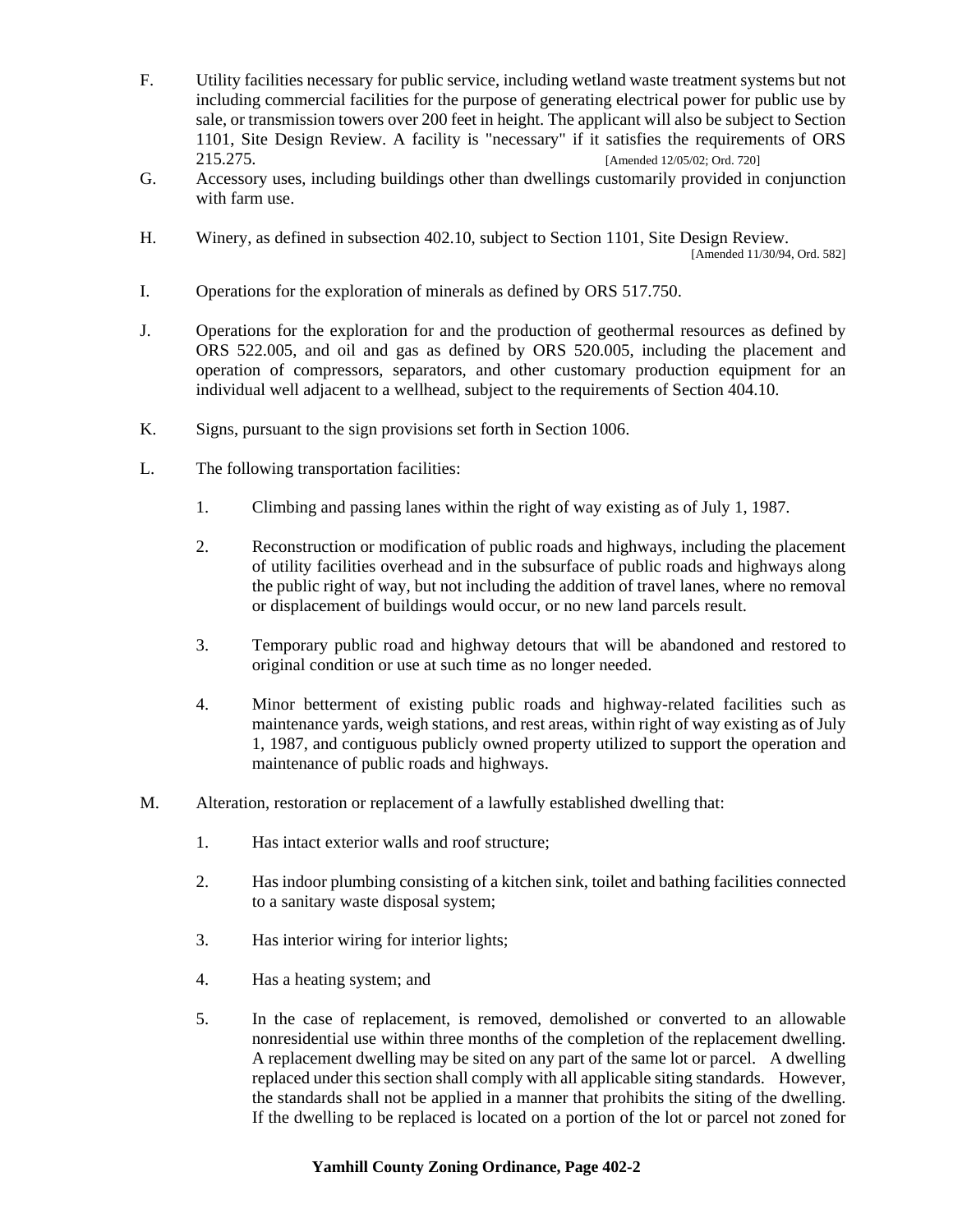F. Utility facilities necessary for public service, including wetland waste treatment systems but not including commercial facilities for the purpose of generating electrical power for public use by sale, or transmission towers over 200 feet in height. The applicant will also be subject to Section 1101, Site Design Review. A facility is "necessary" if it satisfies the requirements of ORS 215.275. [Amended 12/05/02; Ord. 720]

G. Accessory uses, including buildings other than dwellings customarily provided in conjunction with farm use.

H. Winery, as defined in subsection 402.10, subject to Section 1101, Site Design Review. [Amended 11/30/94, Ord. 582]

I. Operations for the exploration of minerals as defined by ORS 517.750.

J. Operations for the exploration for and the production of geothermal resources as defined by ORS 522.005, and oil and gas as defined by ORS 520.005, including the placement and operation of compressors, separators, and other customary production equipment for an individual well adjacent to a wellhead, subject to the requirements of Section 404.10.

K. Signs, pursuant to the sign provisions set forth in Section 1006.

L. The following transportation facilities:

   1. Climbing and passing lanes within the right of way existing as of July 1, 1987.

   2. Reconstruction or modification of public roads and highways, including the placement of utility facilities overhead and in the subsurface of public roads and highways along the public right of way, but not including the addition of travel lanes, where no removal or displacement of buildings would occur, or no new land parcels result.

   3. Temporary public road and highway detours that will be abandoned and restored to original condition or use at such time as no longer needed.

   4. Minor betterment of existing public roads and highway-related facilities such as maintenance yards, weigh stations, and rest areas, within right of way existing as of July 1, 1987, and contiguous publicly owned property utilized to support the operation and maintenance of public roads and highways.

M. Alteration, restoration or replacement of a lawfully established dwelling that:

   1. Has intact exterior walls and roof structure;

   2. Has indoor plumbing consisting of a kitchen sink, toilet and bathing facilities connected to a sanitary waste disposal system;

   3. Has interior wiring for interior lights;

   4. Has a heating system; and

   5. In the case of replacement, is removed, demolished or converted to an allowable nonresidential use within three months of the completion of the replacement dwelling. A replacement dwelling may be sited on any part of the same lot or parcel. A dwelling replaced under this section shall comply with all applicable siting standards. However, the standards shall not be applied in a manner that prohibits the siting of the dwelling. If the dwelling to be replaced is located on a portion of the lot or parcel not zoned for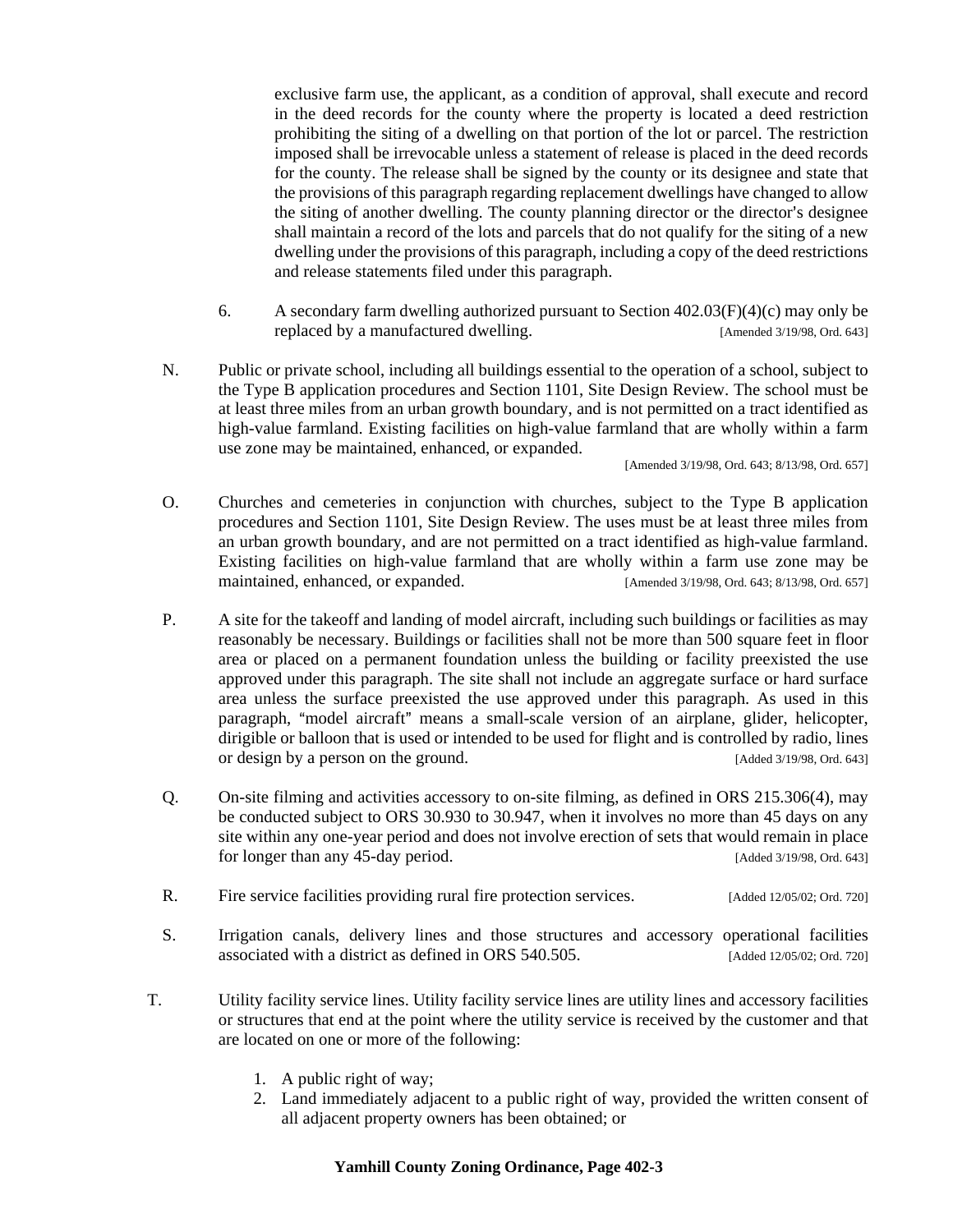exclusive farm use, the applicant, as a condition of approval, shall execute and record in the deed records for the county where the property is located a deed restriction prohibiting the siting of a dwelling on that portion of the lot or parcel. The restriction imposed shall be irrevocable unless a statement of release is placed in the deed records for the county. The release shall be signed by the county or its designee and state that the provisions of this paragraph regarding replacement dwellings have changed to allow the siting of another dwelling. The county planning director or the director's designee shall maintain a record of the lots and parcels that do not qualify for the siting of a new dwelling under the provisions of this paragraph, including a copy of the deed restrictions and release statements filed under this paragraph.

6. A secondary farm dwelling authorized pursuant to Section 402.03(F)(4)(c) may only be replaced by a manufactured dwelling. [Amended 3/19/98, Ord. 643]

N. Public or private school, including all buildings essential to the operation of a school, subject to the Type B application procedures and Section 1101, Site Design Review. The school must be at least three miles from an urban growth boundary, and is not permitted on a tract identified as high-value farmland. Existing facilities on high-value farmland that are wholly within a farm use zone may be maintained, enhanced, or expanded. [Amended 3/19/98, Ord. 643; 8/13/98, Ord. 657]

O. Churches and cemeteries in conjunction with churches, subject to the Type B application procedures and Section 1101, Site Design Review. The uses must be at least three miles from an urban growth boundary, and are not permitted on a tract identified as high-value farmland. Existing facilities on high-value farmland that are wholly within a farm use zone may be maintained, enhanced, or expanded. [Amended 3/19/98, Ord. 643; 8/13/98, Ord. 657]

P. A site for the takeoff and landing of model aircraft, including such buildings or facilities as may reasonably be necessary. Buildings or facilities shall not be more than 500 square feet in floor area or placed on a permanent foundation unless the building or facility preexisted the use approved under this paragraph. The site shall not include an aggregate surface or hard surface area unless the surface preexisted the use approved under this paragraph. As used in this paragraph, "model aircraft" means a small-scale version of an airplane, glider, helicopter, dirigible or balloon that is used or intended to be used for flight and is controlled by radio, lines or design by a person on the ground. [Added 3/19/98, Ord. 643]

Q. On-site filming and activities accessory to on-site filming, as defined in ORS 215.306(4), may be conducted subject to ORS 30.930 to 30.947, when it involves no more than 45 days on any site within any one-year period and does not involve erection of sets that would remain in place for longer than any 45-day period. [Added 3/19/98, Ord. 643]

R. Fire service facilities providing rural fire protection services. [Added 12/05/02; Ord. 720]

S. Irrigation canals, delivery lines and those structures and accessory operational facilities associated with a district as defined in ORS 540.505. [Added 12/05/02; Ord. 720]

T. Utility facility service lines. Utility facility service lines are utility lines and accessory facilities or structures that end at the point where the utility service is received by the customer and that are located on one or more of the following:

1. A public right of way;
2. Land immediately adjacent to a public right of way, provided the written consent of all adjacent property owners has been obtained; or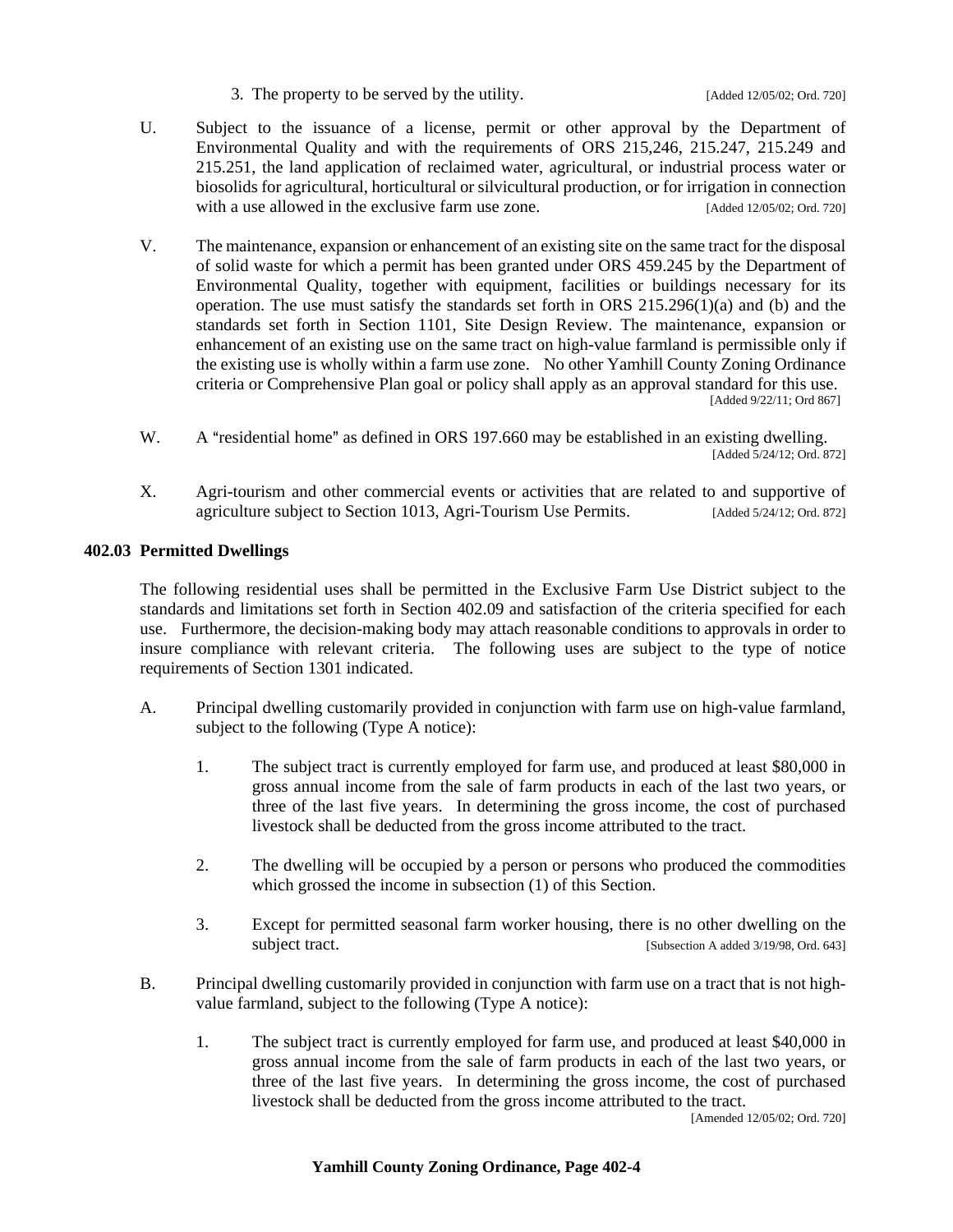3. The property to be served by the utility. [Added 12/05/02; Ord. 720]

U. Subject to the issuance of a license, permit or other approval by the Department of Environmental Quality and with the requirements of ORS 215,246, 215.247, 215.249 and 215.251, the land application of reclaimed water, agricultural, or industrial process water or biosolids for agricultural, horticultural or silvicultural production, or for irrigation in connection with a use allowed in the exclusive farm use zone. [Added 12/05/02; Ord. 720]

V. The maintenance, expansion or enhancement of an existing site on the same tract for the disposal of solid waste for which a permit has been granted under ORS 459.245 by the Department of Environmental Quality, together with equipment, facilities or buildings necessary for its operation. The use must satisfy the standards set forth in ORS 215.296(1)(a) and (b) and the standards set forth in Section 1101, Site Design Review. The maintenance, expansion or enhancement of an existing use on the same tract on high-value farmland is permissible only if the existing use is wholly within a farm use zone. No other Yamhill County Zoning Ordinance criteria or Comprehensive Plan goal or policy shall apply as an approval standard for this use. [Added 9/22/11; Ord 867]

W. A "residential home" as defined in ORS 197.660 may be established in an existing dwelling. [Added 5/24/12; Ord. 872]

X. Agri-tourism and other commercial events or activities that are related to and supportive of agriculture subject to Section 1013, Agri-Tourism Use Permits. [Added 5/24/12; Ord. 872]

## 402.03 Permitted Dwellings

The following residential uses shall be permitted in the Exclusive Farm Use District subject to the standards and limitations set forth in Section 402.09 and satisfaction of the criteria specified for each use. Furthermore, the decision-making body may attach reasonable conditions to approvals in order to insure compliance with relevant criteria. The following uses are subject to the type of notice requirements of Section 1301 indicated.

A. Principal dwelling customarily provided in conjunction with farm use on high-value farmland, subject to the following (Type A notice):

1. The subject tract is currently employed for farm use, and produced at least $80,000 in gross annual income from the sale of farm products in each of the last two years, or three of the last five years. In determining the gross income, the cost of purchased livestock shall be deducted from the gross income attributed to the tract.

2. The dwelling will be occupied by a person or persons who produced the commodities which grossed the income in subsection (1) of this Section.

3. Except for permitted seasonal farm worker housing, there is no other dwelling on the subject tract. [Subsection A added 3/19/98, Ord. 643]

B. Principal dwelling customarily provided in conjunction with farm use on a tract that is not high-value farmland, subject to the following (Type A notice):

1. The subject tract is currently employed for farm use, and produced at least $40,000 in gross annual income from the sale of farm products in each of the last two years, or three of the last five years. In determining the gross income, the cost of purchased livestock shall be deducted from the gross income attributed to the tract. [Amended 12/05/02; Ord. 720]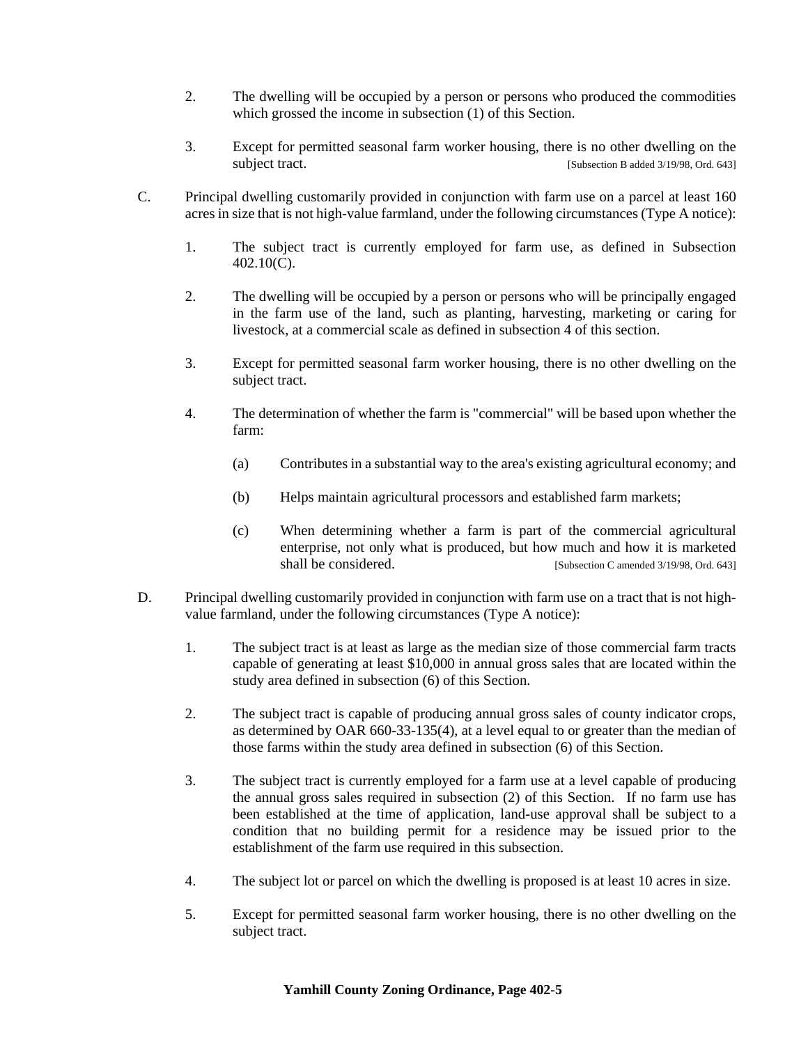2. The dwelling will be occupied by a person or persons who produced the commodities which grossed the income in subsection (1) of this Section.

3. Except for permitted seasonal farm worker housing, there is no other dwelling on the subject tract. [Subsection B added 3/19/98, Ord. 643]

C. Principal dwelling customarily provided in conjunction with farm use on a parcel at least 160 acres in size that is not high-value farmland, under the following circumstances (Type A notice):

1. The subject tract is currently employed for farm use, as defined in Subsection 402.10(C).

2. The dwelling will be occupied by a person or persons who will be principally engaged in the farm use of the land, such as planting, harvesting, marketing or caring for livestock, at a commercial scale as defined in subsection 4 of this section.

3. Except for permitted seasonal farm worker housing, there is no other dwelling on the subject tract.

4. The determination of whether the farm is "commercial" will be based upon whether the farm:

   (a) Contributes in a substantial way to the area's existing agricultural economy; and

   (b) Helps maintain agricultural processors and established farm markets;

   (c) When determining whether a farm is part of the commercial agricultural enterprise, not only what is produced, but how much and how it is marketed shall be considered. [Subsection C amended 3/19/98, Ord. 643]

D. Principal dwelling customarily provided in conjunction with farm use on a tract that is not high-value farmland, under the following circumstances (Type A notice):

1. The subject tract is at least as large as the median size of those commercial farm tracts capable of generating at least $10,000 in annual gross sales that are located within the study area defined in subsection (6) of this Section.

2. The subject tract is capable of producing annual gross sales of county indicator crops, as determined by OAR 660-33-135(4), at a level equal to or greater than the median of those farms within the study area defined in subsection (6) of this Section.

3. The subject tract is currently employed for a farm use at a level capable of producing the annual gross sales required in subsection (2) of this Section. If no farm use has been established at the time of application, land-use approval shall be subject to a condition that no building permit for a residence may be issued prior to the establishment of the farm use required in this subsection.

4. The subject lot or parcel on which the dwelling is proposed is at least 10 acres in size.

5. Except for permitted seasonal farm worker housing, there is no other dwelling on the subject tract.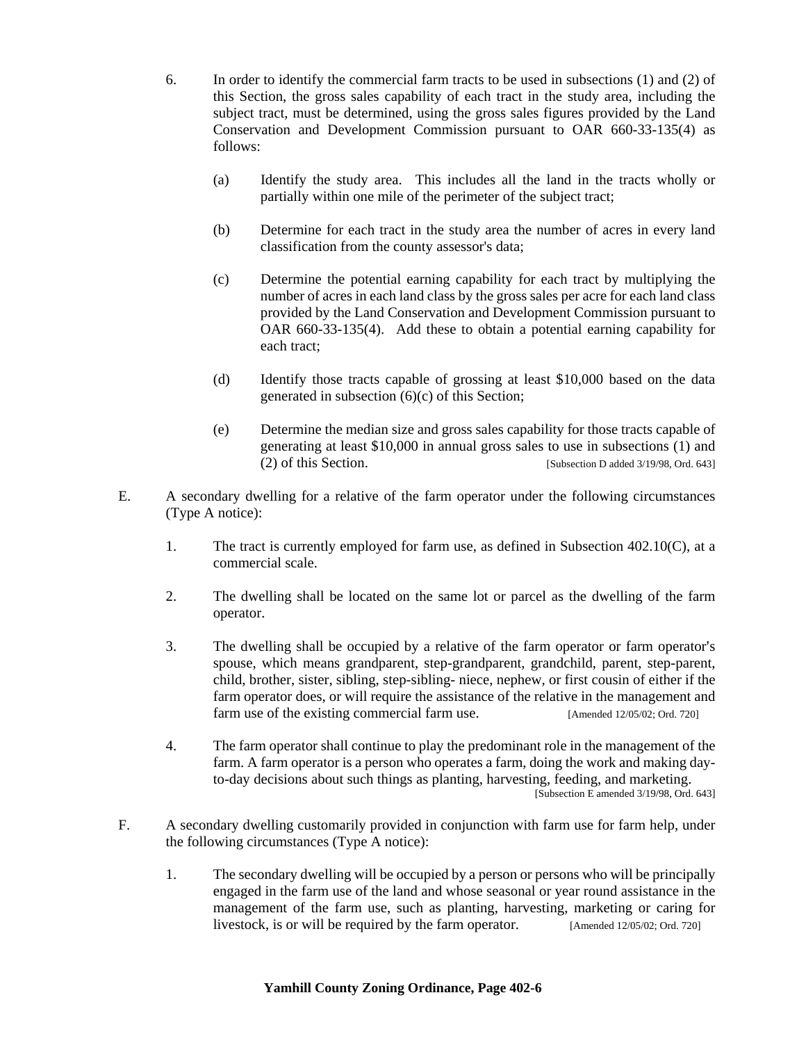6. In order to identify the commercial farm tracts to be used in subsections (1) and (2) of this Section, the gross sales capability of each tract in the study area, including the subject tract, must be determined, using the gross sales figures provided by the Land Conservation and Development Commission pursuant to OAR 660-33-135(4) as follows:

   (a) Identify the study area. This includes all the land in the tracts wholly or partially within one mile of the perimeter of the subject tract;

   (b) Determine for each tract in the study area the number of acres in every land classification from the county assessor's data;

   (c) Determine the potential earning capability for each tract by multiplying the number of acres in each land class by the gross sales per acre for each land class provided by the Land Conservation and Development Commission pursuant to OAR 660-33-135(4). Add these to obtain a potential earning capability for each tract;

   (d) Identify those tracts capable of grossing at least $10,000 based on the data generated in subsection (6)(c) of this Section;

   (e) Determine the median size and gross sales capability for those tracts capable of generating at least $10,000 in annual gross sales to use in subsections (1) and (2) of this Section. [Subsection D added 3/19/98, Ord. 643]

E. A secondary dwelling for a relative of the farm operator under the following circumstances (Type A notice):

   1. The tract is currently employed for farm use, as defined in Subsection 402.10(C), at a commercial scale.

   2. The dwelling shall be located on the same lot or parcel as the dwelling of the farm operator.

   3. The dwelling shall be occupied by a relative of the farm operator or farm operator's spouse, which means grandparent, step-grandparent, grandchild, parent, step-parent, child, brother, sister, sibling, step-sibling- niece, nephew, or first cousin of either if the farm operator does, or will require the assistance of the relative in the management and farm use of the existing commercial farm use. [Amended 12/05/02; Ord. 720]

   4. The farm operator shall continue to play the predominant role in the management of the farm. A farm operator is a person who operates a farm, doing the work and making day-to-day decisions about such things as planting, harvesting, feeding, and marketing. [Subsection E amended 3/19/98, Ord. 643]

F. A secondary dwelling customarily provided in conjunction with farm use for farm help, under the following circumstances (Type A notice):

   1. The secondary dwelling will be occupied by a person or persons who will be principally engaged in the farm use of the land and whose seasonal or year round assistance in the management of the farm use, such as planting, harvesting, marketing or caring for livestock, is or will be required by the farm operator. [Amended 12/05/02; Ord. 720]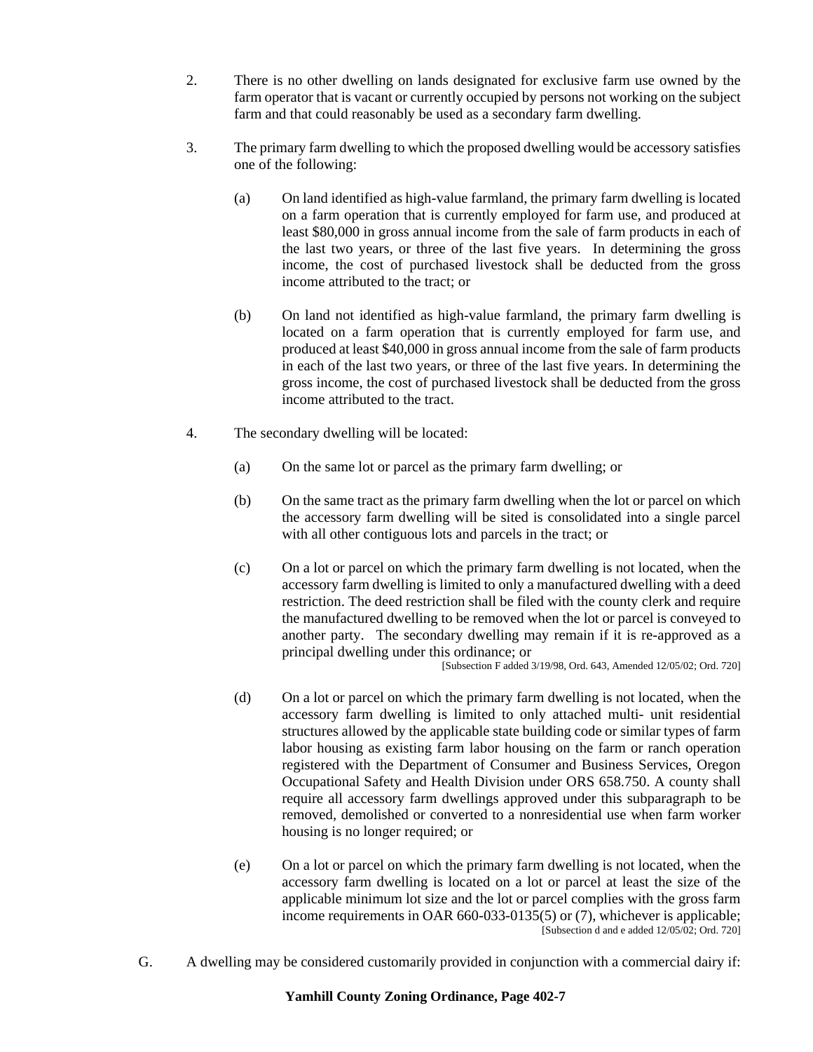2. There is no other dwelling on lands designated for exclusive farm use owned by the farm operator that is vacant or currently occupied by persons not working on the subject farm and that could reasonably be used as a secondary farm dwelling.

3. The primary farm dwelling to which the proposed dwelling would be accessory satisfies one of the following:

   (a) On land identified as high-value farmland, the primary farm dwelling is located on a farm operation that is currently employed for farm use, and produced at least $80,000 in gross annual income from the sale of farm products in each of the last two years, or three of the last five years. In determining the gross income, the cost of purchased livestock shall be deducted from the gross income attributed to the tract; or

   (b) On land not identified as high-value farmland, the primary farm dwelling is located on a farm operation that is currently employed for farm use, and produced at least $40,000 in gross annual income from the sale of farm products in each of the last two years, or three of the last five years. In determining the gross income, the cost of purchased livestock shall be deducted from the gross income attributed to the tract.

4. The secondary dwelling will be located:

   (a) On the same lot or parcel as the primary farm dwelling; or

   (b) On the same tract as the primary farm dwelling when the lot or parcel on which the accessory farm dwelling will be sited is consolidated into a single parcel with all other contiguous lots and parcels in the tract; or

   (c) On a lot or parcel on which the primary farm dwelling is not located, when the accessory farm dwelling is limited to only a manufactured dwelling with a deed restriction. The deed restriction shall be filed with the county clerk and require the manufactured dwelling to be removed when the lot or parcel is conveyed to another party. The secondary dwelling may remain if it is re-approved as a principal dwelling under this ordinance; or
   [Subsection F added 3/19/98, Ord. 643, Amended 12/05/02; Ord. 720]

   (d) On a lot or parcel on which the primary farm dwelling is not located, when the accessory farm dwelling is limited to only attached multi- unit residential structures allowed by the applicable state building code or similar types of farm labor housing as existing farm labor housing on the farm or ranch operation registered with the Department of Consumer and Business Services, Oregon Occupational Safety and Health Division under ORS 658.750. A county shall require all accessory farm dwellings approved under this subparagraph to be removed, demolished or converted to a nonresidential use when farm worker housing is no longer required; or

   (e) On a lot or parcel on which the primary farm dwelling is not located, when the accessory farm dwelling is located on a lot or parcel at least the size of the applicable minimum lot size and the lot or parcel complies with the gross farm income requirements in OAR 660-033-0135(5) or (7), whichever is applicable;
   [Subsection d and e added 12/05/02; Ord. 720]

G. A dwelling may be considered customarily provided in conjunction with a commercial dairy if: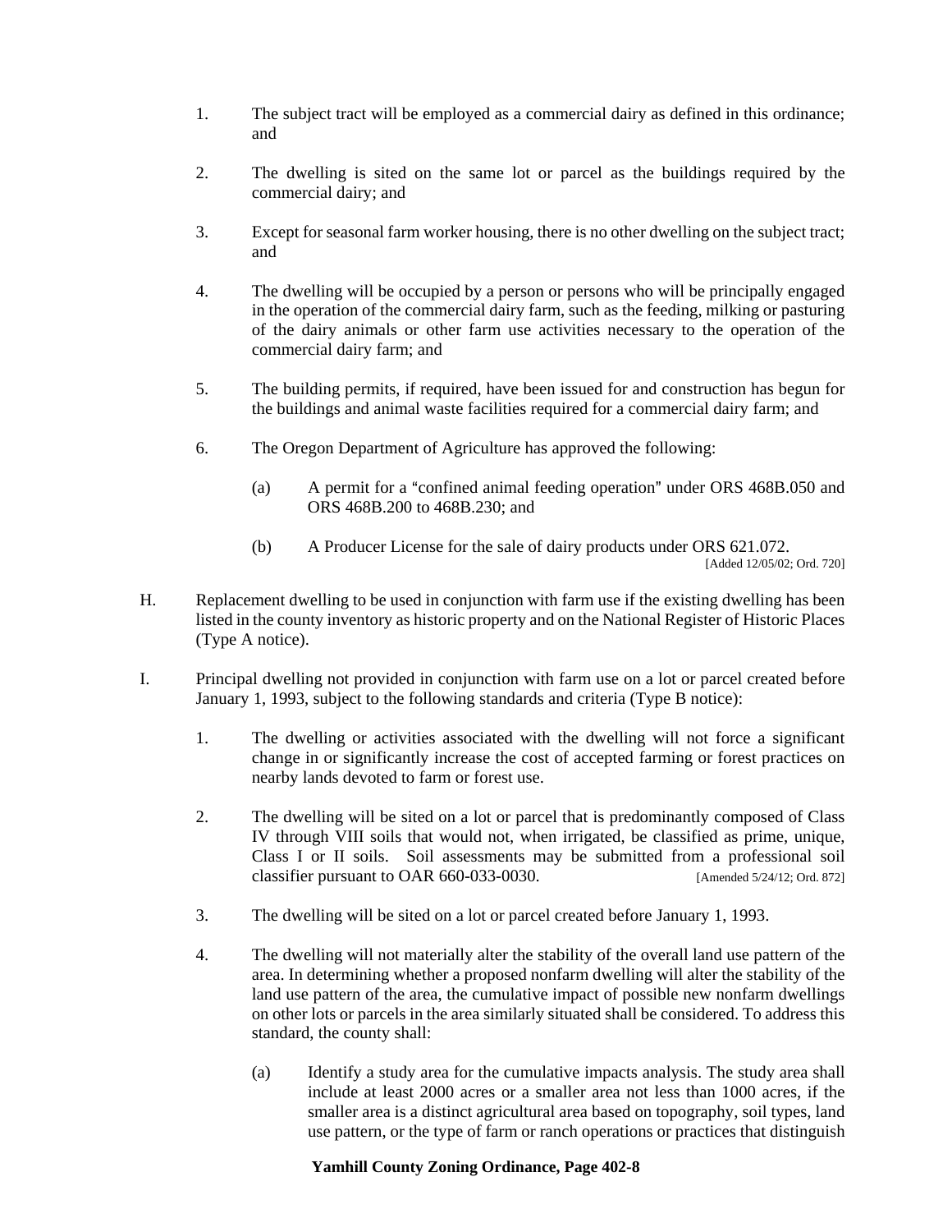1. The subject tract will be employed as a commercial dairy as defined in this ordinance; and

2. The dwelling is sited on the same lot or parcel as the buildings required by the commercial dairy; and

3. Except for seasonal farm worker housing, there is no other dwelling on the subject tract; and

4. The dwelling will be occupied by a person or persons who will be principally engaged in the operation of the commercial dairy farm, such as the feeding, milking or pasturing of the dairy animals or other farm use activities necessary to the operation of the commercial dairy farm; and

5. The building permits, if required, have been issued for and construction has begun for the buildings and animal waste facilities required for a commercial dairy farm; and

6. The Oregon Department of Agriculture has approved the following:

   (a) A permit for a "confined animal feeding operation" under ORS 468B.050 and ORS 468B.200 to 468B.230; and

   (b) A Producer License for the sale of dairy products under ORS 621.072. [Added 12/05/02; Ord. 720]

H. Replacement dwelling to be used in conjunction with farm use if the existing dwelling has been listed in the county inventory as historic property and on the National Register of Historic Places (Type A notice).

I. Principal dwelling not provided in conjunction with farm use on a lot or parcel created before January 1, 1993, subject to the following standards and criteria (Type B notice):

1. The dwelling or activities associated with the dwelling will not force a significant change in or significantly increase the cost of accepted farming or forest practices on nearby lands devoted to farm or forest use.

2. The dwelling will be sited on a lot or parcel that is predominantly composed of Class IV through VIII soils that would not, when irrigated, be classified as prime, unique, Class I or II soils. Soil assessments may be submitted from a professional soil classifier pursuant to OAR 660-033-0030. [Amended 5/24/12; Ord. 872]

3. The dwelling will be sited on a lot or parcel created before January 1, 1993.

4. The dwelling will not materially alter the stability of the overall land use pattern of the area. In determining whether a proposed nonfarm dwelling will alter the stability of the land use pattern of the area, the cumulative impact of possible new nonfarm dwellings on other lots or parcels in the area similarly situated shall be considered. To address this standard, the county shall:

   (a) Identify a study area for the cumulative impacts analysis. The study area shall include at least 2000 acres or a smaller area not less than 1000 acres, if the smaller area is a distinct agricultural area based on topography, soil types, land use pattern, or the type of farm or ranch operations or practices that distinguish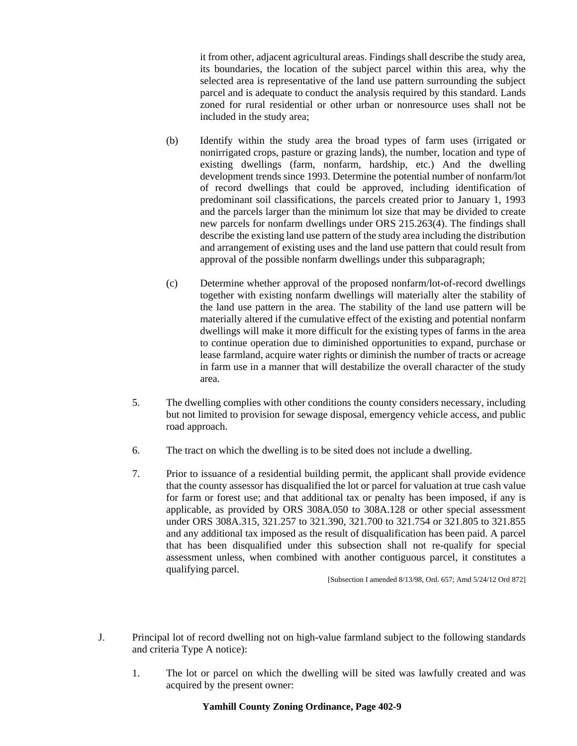it from other, adjacent agricultural areas. Findings shall describe the study area, its boundaries, the location of the subject parcel within this area, why the selected area is representative of the land use pattern surrounding the subject parcel and is adequate to conduct the analysis required by this standard. Lands zoned for rural residential or other urban or nonresource uses shall not be included in the study area;

(b) Identify within the study area the broad types of farm uses (irrigated or nonirrigated crops, pasture or grazing lands), the number, location and type of existing dwellings (farm, nonfarm, hardship, etc.) And the dwelling development trends since 1993. Determine the potential number of nonfarm/lot of record dwellings that could be approved, including identification of predominant soil classifications, the parcels created prior to January 1, 1993 and the parcels larger than the minimum lot size that may be divided to create new parcels for nonfarm dwellings under ORS 215.263(4). The findings shall describe the existing land use pattern of the study area including the distribution and arrangement of existing uses and the land use pattern that could result from approval of the possible nonfarm dwellings under this subparagraph;

(c) Determine whether approval of the proposed nonfarm/lot-of-record dwellings together with existing nonfarm dwellings will materially alter the stability of the land use pattern in the area. The stability of the land use pattern will be materially altered if the cumulative effect of the existing and potential nonfarm dwellings will make it more difficult for the existing types of farms in the area to continue operation due to diminished opportunities to expand, purchase or lease farmland, acquire water rights or diminish the number of tracts or acreage in farm use in a manner that will destabilize the overall character of the study area.

5. The dwelling complies with other conditions the county considers necessary, including but not limited to provision for sewage disposal, emergency vehicle access, and public road approach.

6. The tract on which the dwelling is to be sited does not include a dwelling.

7. Prior to issuance of a residential building permit, the applicant shall provide evidence that the county assessor has disqualified the lot or parcel for valuation at true cash value for farm or forest use; and that additional tax or penalty has been imposed, if any is applicable, as provided by ORS 308A.050 to 308A.128 or other special assessment under ORS 308A.315, 321.257 to 321.390, 321.700 to 321.754 or 321.805 to 321.855 and any additional tax imposed as the result of disqualification has been paid. A parcel that has been disqualified under this subsection shall not re-qualify for special assessment unless, when combined with another contiguous parcel, it constitutes a qualifying parcel.

[Subsection I amended 8/13/98, Ord. 657; Amd 5/24/12 Ord 872]

J. Principal lot of record dwelling not on high-value farmland subject to the following standards and criteria Type A notice):

1. The lot or parcel on which the dwelling will be sited was lawfully created and was acquired by the present owner: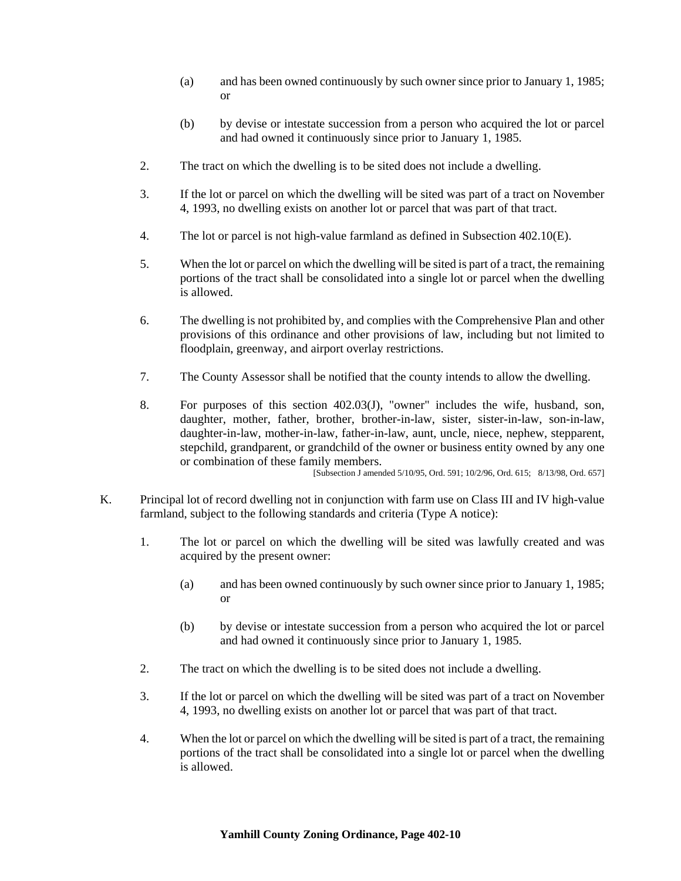(a) and has been owned continuously by such owner since prior to January 1, 1985; or

   (b) by devise or intestate succession from a person who acquired the lot or parcel and had owned it continuously since prior to January 1, 1985.

2. The tract on which the dwelling is to be sited does not include a dwelling.

3. If the lot or parcel on which the dwelling will be sited was part of a tract on November 4, 1993, no dwelling exists on another lot or parcel that was part of that tract.

4. The lot or parcel is not high-value farmland as defined in Subsection 402.10(E).

5. When the lot or parcel on which the dwelling will be sited is part of a tract, the remaining portions of the tract shall be consolidated into a single lot or parcel when the dwelling is allowed.

6. The dwelling is not prohibited by, and complies with the Comprehensive Plan and other provisions of this ordinance and other provisions of law, including but not limited to floodplain, greenway, and airport overlay restrictions.

7. The County Assessor shall be notified that the county intends to allow the dwelling.

8. For purposes of this section 402.03(J), "owner" includes the wife, husband, son, daughter, mother, father, brother, brother-in-law, sister, sister-in-law, son-in-law, daughter-in-law, mother-in-law, father-in-law, aunt, uncle, niece, nephew, stepparent, stepchild, grandparent, or grandchild of the owner or business entity owned by any one or combination of these family members.

[Subsection J amended 5/10/95, Ord. 591; 10/2/96, Ord. 615; 8/13/98, Ord. 657]

K. Principal lot of record dwelling not in conjunction with farm use on Class III and IV high-value farmland, subject to the following standards and criteria (Type A notice):

1. The lot or parcel on which the dwelling will be sited was lawfully created and was acquired by the present owner:

   (a) and has been owned continuously by such owner since prior to January 1, 1985; or

   (b) by devise or intestate succession from a person who acquired the lot or parcel and had owned it continuously since prior to January 1, 1985.

2. The tract on which the dwelling is to be sited does not include a dwelling.

3. If the lot or parcel on which the dwelling will be sited was part of a tract on November 4, 1993, no dwelling exists on another lot or parcel that was part of that tract.

4. When the lot or parcel on which the dwelling will be sited is part of a tract, the remaining portions of the tract shall be consolidated into a single lot or parcel when the dwelling is allowed.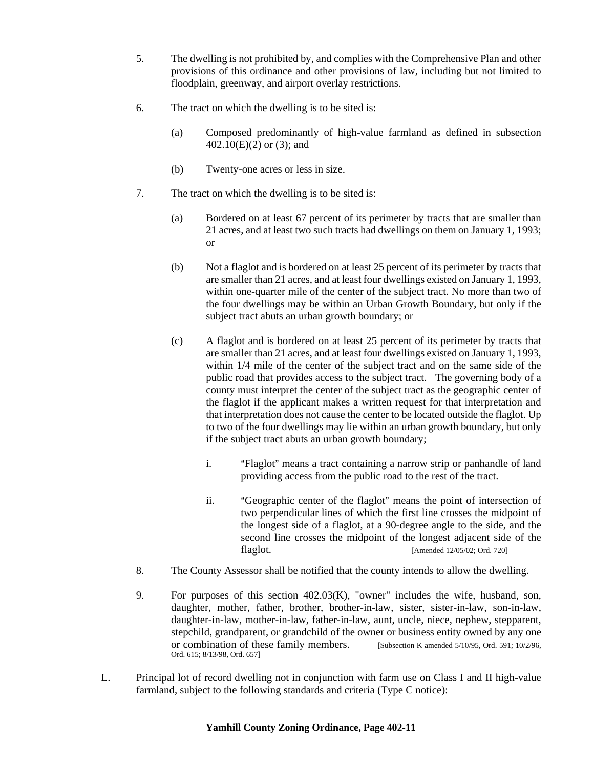5. The dwelling is not prohibited by, and complies with the Comprehensive Plan and other provisions of this ordinance and other provisions of law, including but not limited to floodplain, greenway, and airport overlay restrictions.

6. The tract on which the dwelling is to be sited is:

   (a) Composed predominantly of high-value farmland as defined in subsection 402.10(E)(2) or (3); and

   (b) Twenty-one acres or less in size.

7. The tract on which the dwelling is to be sited is:

   (a) Bordered on at least 67 percent of its perimeter by tracts that are smaller than 21 acres, and at least two such tracts had dwellings on them on January 1, 1993; or

   (b) Not a flaglot and is bordered on at least 25 percent of its perimeter by tracts that are smaller than 21 acres, and at least four dwellings existed on January 1, 1993, within one-quarter mile of the center of the subject tract. No more than two of the four dwellings may be within an Urban Growth Boundary, but only if the subject tract abuts an urban growth boundary; or

   (c) A flaglot and is bordered on at least 25 percent of its perimeter by tracts that are smaller than 21 acres, and at least four dwellings existed on January 1, 1993, within 1/4 mile of the center of the subject tract and on the same side of the public road that provides access to the subject tract. The governing body of a county must interpret the center of the subject tract as the geographic center of the flaglot if the applicant makes a written request for that interpretation and that interpretation does not cause the center to be located outside the flaglot. Up to two of the four dwellings may lie within an urban growth boundary, but only if the subject tract abuts an urban growth boundary;

      i. "Flaglot" means a tract containing a narrow strip or panhandle of land providing access from the public road to the rest of the tract.

      ii. "Geographic center of the flaglot" means the point of intersection of two perpendicular lines of which the first line crosses the midpoint of the longest side of a flaglot, at a 90-degree angle to the side, and the second line crosses the midpoint of the longest adjacent side of the flaglot. [Amended 12/05/02; Ord. 720]

8. The County Assessor shall be notified that the county intends to allow the dwelling.

9. For purposes of this section 402.03(K), "owner" includes the wife, husband, son, daughter, mother, father, brother, brother-in-law, sister, sister-in-law, son-in-law, daughter-in-law, mother-in-law, father-in-law, aunt, uncle, niece, nephew, stepparent, stepchild, grandparent, or grandchild of the owner or business entity owned by any one or combination of these family members. [Subsection K amended 5/10/95, Ord. 591; 10/2/96, Ord. 615; 8/13/98, Ord. 657]

L. Principal lot of record dwelling not in conjunction with farm use on Class I and II high-value farmland, subject to the following standards and criteria (Type C notice):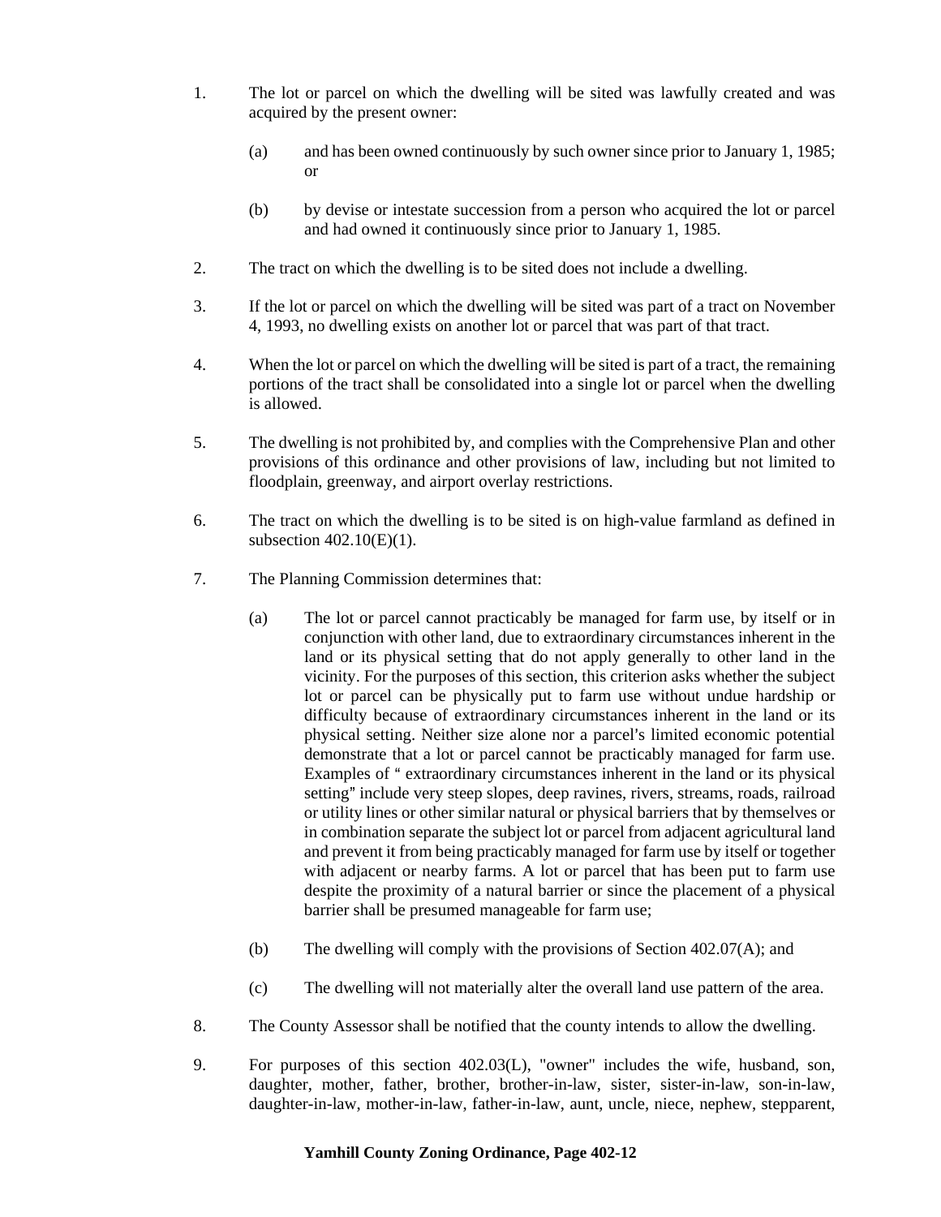1. The lot or parcel on which the dwelling will be sited was lawfully created and was acquired by the present owner:

   (a) and has been owned continuously by such owner since prior to January 1, 1985; or

   (b) by devise or intestate succession from a person who acquired the lot or parcel and had owned it continuously since prior to January 1, 1985.

2. The tract on which the dwelling is to be sited does not include a dwelling.

3. If the lot or parcel on which the dwelling will be sited was part of a tract on November 4, 1993, no dwelling exists on another lot or parcel that was part of that tract.

4. When the lot or parcel on which the dwelling will be sited is part of a tract, the remaining portions of the tract shall be consolidated into a single lot or parcel when the dwelling is allowed.

5. The dwelling is not prohibited by, and complies with the Comprehensive Plan and other provisions of this ordinance and other provisions of law, including but not limited to floodplain, greenway, and airport overlay restrictions.

6. The tract on which the dwelling is to be sited is on high-value farmland as defined in subsection 402.10(E)(1).

7. The Planning Commission determines that:

   (a) The lot or parcel cannot practicably be managed for farm use, by itself or in conjunction with other land, due to extraordinary circumstances inherent in the land or its physical setting that do not apply generally to other land in the vicinity. For the purposes of this section, this criterion asks whether the subject lot or parcel can be physically put to farm use without undue hardship or difficulty because of extraordinary circumstances inherent in the land or its physical setting. Neither size alone nor a parcel's limited economic potential demonstrate that a lot or parcel cannot be practicably managed for farm use. Examples of " extraordinary circumstances inherent in the land or its physical setting" include very steep slopes, deep ravines, rivers, streams, roads, railroad or utility lines or other similar natural or physical barriers that by themselves or in combination separate the subject lot or parcel from adjacent agricultural land and prevent it from being practicably managed for farm use by itself or together with adjacent or nearby farms. A lot or parcel that has been put to farm use despite the proximity of a natural barrier or since the placement of a physical barrier shall be presumed manageable for farm use;

   (b) The dwelling will comply with the provisions of Section 402.07(A); and

   (c) The dwelling will not materially alter the overall land use pattern of the area.

8. The County Assessor shall be notified that the county intends to allow the dwelling.

9. For purposes of this section 402.03(L), "owner" includes the wife, husband, son, daughter, mother, father, brother, brother-in-law, sister, sister-in-law, son-in-law, daughter-in-law, mother-in-law, father-in-law, aunt, uncle, niece, nephew, stepparent,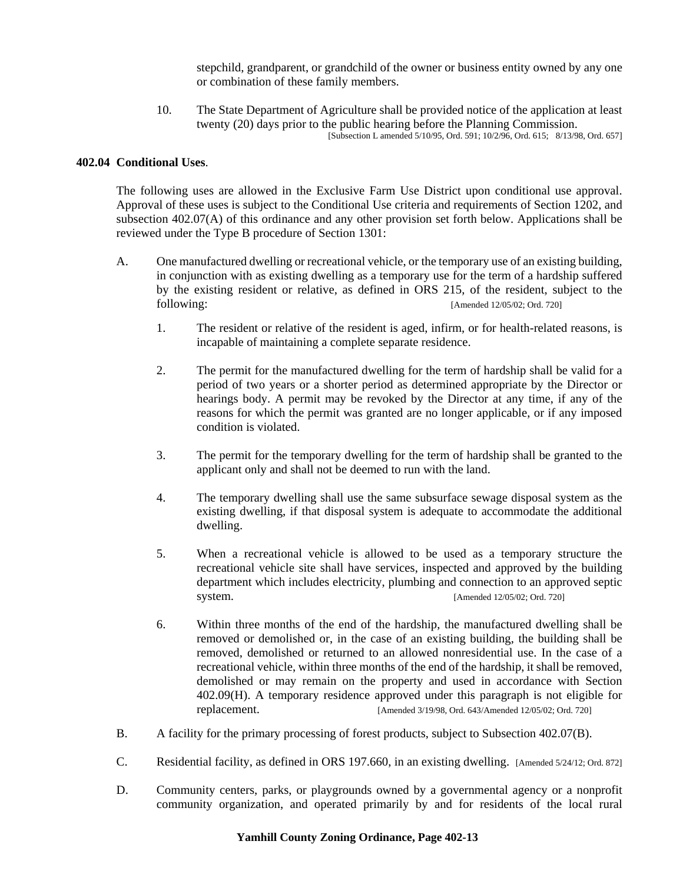stepchild, grandparent, or grandchild of the owner or business entity owned by any one or combination of these family members.

10. The State Department of Agriculture shall be provided notice of the application at least twenty (20) days prior to the public hearing before the Planning Commission.
[Subsection L amended 5/10/95, Ord. 591; 10/2/96, Ord. 615; 8/13/98, Ord. 657]

**402.04 Conditional Uses**.

The following uses are allowed in the Exclusive Farm Use District upon conditional use approval. Approval of these uses is subject to the Conditional Use criteria and requirements of Section 1202, and subsection 402.07(A) of this ordinance and any other provision set forth below. Applications shall be reviewed under the Type B procedure of Section 1301:

A. One manufactured dwelling or recreational vehicle, or the temporary use of an existing building, in conjunction with as existing dwelling as a temporary use for the term of a hardship suffered by the existing resident or relative, as defined in ORS 215, of the resident, subject to the following: [Amended 12/05/02; Ord. 720]

1. The resident or relative of the resident is aged, infirm, or for health-related reasons, is incapable of maintaining a complete separate residence.

2. The permit for the manufactured dwelling for the term of hardship shall be valid for a period of two years or a shorter period as determined appropriate by the Director or hearings body. A permit may be revoked by the Director at any time, if any of the reasons for which the permit was granted are no longer applicable, or if any imposed condition is violated.

3. The permit for the temporary dwelling for the term of hardship shall be granted to the applicant only and shall not be deemed to run with the land.

4. The temporary dwelling shall use the same subsurface sewage disposal system as the existing dwelling, if that disposal system is adequate to accommodate the additional dwelling.

5. When a recreational vehicle is allowed to be used as a temporary structure the recreational vehicle site shall have services, inspected and approved by the building department which includes electricity, plumbing and connection to an approved septic system. [Amended 12/05/02; Ord. 720]

6. Within three months of the end of the hardship, the manufactured dwelling shall be removed or demolished or, in the case of an existing building, the building shall be removed, demolished or returned to an allowed nonresidential use. In the case of a recreational vehicle, within three months of the end of the hardship, it shall be removed, demolished or may remain on the property and used in accordance with Section 402.09(H). A temporary residence approved under this paragraph is not eligible for replacement. [Amended 3/19/98, Ord. 643/Amended 12/05/02; Ord. 720]

B. A facility for the primary processing of forest products, subject to Subsection 402.07(B).

C. Residential facility, as defined in ORS 197.660, in an existing dwelling. [Amended 5/24/12; Ord. 872]

D. Community centers, parks, or playgrounds owned by a governmental agency or a nonprofit community organization, and operated primarily by and for residents of the local rural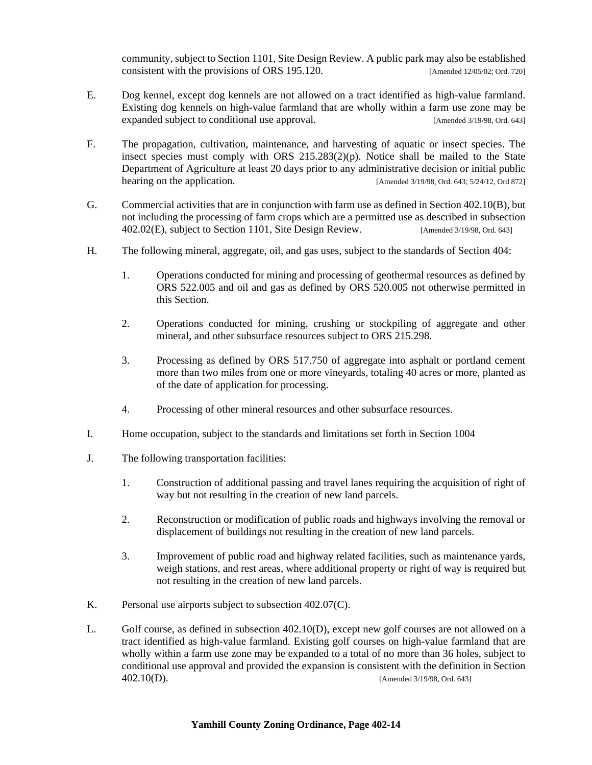community, subject to Section 1101, Site Design Review. A public park may also be established consistent with the provisions of ORS 195.120. [Amended 12/05/02; Ord. 720]

E. Dog kennel, except dog kennels are not allowed on a tract identified as high-value farmland. Existing dog kennels on high-value farmland that are wholly within a farm use zone may be expanded subject to conditional use approval. [Amended 3/19/98, Ord. 643]

F. The propagation, cultivation, maintenance, and harvesting of aquatic or insect species. The insect species must comply with ORS 215.283(2)(p). Notice shall be mailed to the State Department of Agriculture at least 20 days prior to any administrative decision or initial public hearing on the application. [Amended 3/19/98, Ord. 643; 5/24/12, Ord 872]

G. Commercial activities that are in conjunction with farm use as defined in Section 402.10(B), but not including the processing of farm crops which are a permitted use as described in subsection 402.02(E), subject to Section 1101, Site Design Review. [Amended 3/19/98, Ord. 643]

H. The following mineral, aggregate, oil, and gas uses, subject to the standards of Section 404:

   1. Operations conducted for mining and processing of geothermal resources as defined by ORS 522.005 and oil and gas as defined by ORS 520.005 not otherwise permitted in this Section.

   2. Operations conducted for mining, crushing or stockpiling of aggregate and other mineral, and other subsurface resources subject to ORS 215.298.

   3. Processing as defined by ORS 517.750 of aggregate into asphalt or portland cement more than two miles from one or more vineyards, totaling 40 acres or more, planted as of the date of application for processing.

   4. Processing of other mineral resources and other subsurface resources.

I. Home occupation, subject to the standards and limitations set forth in Section 1004

J. The following transportation facilities:

   1. Construction of additional passing and travel lanes requiring the acquisition of right of way but not resulting in the creation of new land parcels.

   2. Reconstruction or modification of public roads and highways involving the removal or displacement of buildings not resulting in the creation of new land parcels.

   3. Improvement of public road and highway related facilities, such as maintenance yards, weigh stations, and rest areas, where additional property or right of way is required but not resulting in the creation of new land parcels.

K. Personal use airports subject to subsection 402.07(C).

L. Golf course, as defined in subsection 402.10(D), except new golf courses are not allowed on a tract identified as high-value farmland. Existing golf courses on high-value farmland that are wholly within a farm use zone may be expanded to a total of no more than 36 holes, subject to conditional use approval and provided the expansion is consistent with the definition in Section 402.10(D). [Amended 3/19/98, Ord. 643]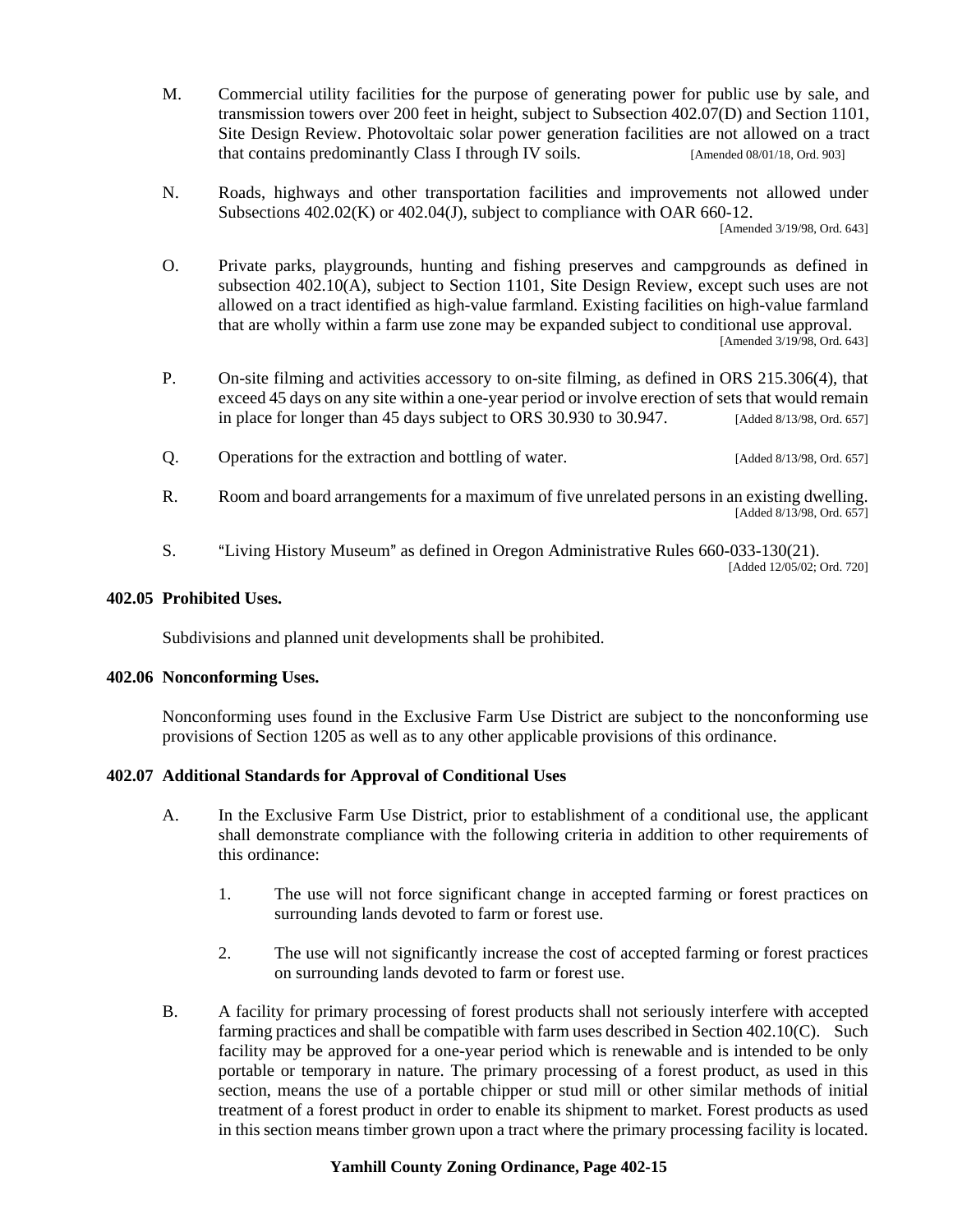M. Commercial utility facilities for the purpose of generating power for public use by sale, and transmission towers over 200 feet in height, subject to Subsection 402.07(D) and Section 1101, Site Design Review. Photovoltaic solar power generation facilities are not allowed on a tract that contains predominantly Class I through IV soils. [Amended 08/01/18, Ord. 903]

N. Roads, highways and other transportation facilities and improvements not allowed under Subsections 402.02(K) or 402.04(J), subject to compliance with OAR 660-12. [Amended 3/19/98, Ord. 643]

O. Private parks, playgrounds, hunting and fishing preserves and campgrounds as defined in subsection 402.10(A), subject to Section 1101, Site Design Review, except such uses are not allowed on a tract identified as high-value farmland. Existing facilities on high-value farmland that are wholly within a farm use zone may be expanded subject to conditional use approval. [Amended 3/19/98, Ord. 643]

P. On-site filming and activities accessory to on-site filming, as defined in ORS 215.306(4), that exceed 45 days on any site within a one-year period or involve erection of sets that would remain in place for longer than 45 days subject to ORS 30.930 to 30.947. [Added 8/13/98, Ord. 657]

Q. Operations for the extraction and bottling of water. [Added 8/13/98, Ord. 657]

R. Room and board arrangements for a maximum of five unrelated persons in an existing dwelling. [Added 8/13/98, Ord. 657]

S. "Living History Museum" as defined in Oregon Administrative Rules 660-033-130(21). [Added 12/05/02; Ord. 720]

### 402.05 Prohibited Uses.

Subdivisions and planned unit developments shall be prohibited.

### 402.06 Nonconforming Uses.

Nonconforming uses found in the Exclusive Farm Use District are subject to the nonconforming use provisions of Section 1205 as well as to any other applicable provisions of this ordinance.

### 402.07 Additional Standards for Approval of Conditional Uses

A. In the Exclusive Farm Use District, prior to establishment of a conditional use, the applicant shall demonstrate compliance with the following criteria in addition to other requirements of this ordinance:

1. The use will not force significant change in accepted farming or forest practices on surrounding lands devoted to farm or forest use.

2. The use will not significantly increase the cost of accepted farming or forest practices on surrounding lands devoted to farm or forest use.

B. A facility for primary processing of forest products shall not seriously interfere with accepted farming practices and shall be compatible with farm uses described in Section 402.10(C). Such facility may be approved for a one-year period which is renewable and is intended to be only portable or temporary in nature. The primary processing of a forest product, as used in this section, means the use of a portable chipper or stud mill or other similar methods of initial treatment of a forest product in order to enable its shipment to market. Forest products as used in this section means timber grown upon a tract where the primary processing facility is located.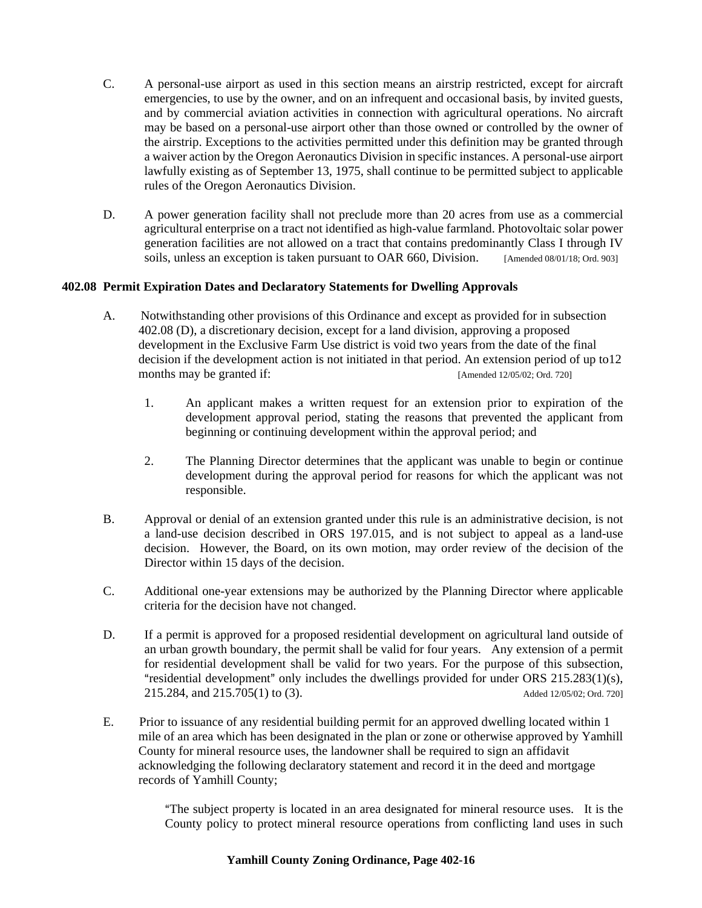C. A personal-use airport as used in this section means an airstrip restricted, except for aircraft emergencies, to use by the owner, and on an infrequent and occasional basis, by invited guests, and by commercial aviation activities in connection with agricultural operations. No aircraft may be based on a personal-use airport other than those owned or controlled by the owner of the airstrip. Exceptions to the activities permitted under this definition may be granted through a waiver action by the Oregon Aeronautics Division in specific instances. A personal-use airport lawfully existing as of September 13, 1975, shall continue to be permitted subject to applicable rules of the Oregon Aeronautics Division.

D. A power generation facility shall not preclude more than 20 acres from use as a commercial agricultural enterprise on a tract not identified as high-value farmland. Photovoltaic solar power generation facilities are not allowed on a tract that contains predominantly Class I through IV soils, unless an exception is taken pursuant to OAR 660, Division. [Amended 08/01/18; Ord. 903]

**402.08 Permit Expiration Dates and Declaratory Statements for Dwelling Approvals**

A. Notwithstanding other provisions of this Ordinance and except as provided for in subsection 402.08 (D), a discretionary decision, except for a land division, approving a proposed development in the Exclusive Farm Use district is void two years from the date of the final decision if the development action is not initiated in that period. An extension period of up to12 months may be granted if: [Amended 12/05/02; Ord. 720]

1. An applicant makes a written request for an extension prior to expiration of the development approval period, stating the reasons that prevented the applicant from beginning or continuing development within the approval period; and

2. The Planning Director determines that the applicant was unable to begin or continue development during the approval period for reasons for which the applicant was not responsible.

B. Approval or denial of an extension granted under this rule is an administrative decision, is not a land-use decision described in ORS 197.015, and is not subject to appeal as a land-use decision. However, the Board, on its own motion, may order review of the decision of the Director within 15 days of the decision.

C. Additional one-year extensions may be authorized by the Planning Director where applicable criteria for the decision have not changed.

D. If a permit is approved for a proposed residential development on agricultural land outside of an urban growth boundary, the permit shall be valid for four years. Any extension of a permit for residential development shall be valid for two years. For the purpose of this subsection, "residential development" only includes the dwellings provided for under ORS 215.283(1)(s), 215.284, and 215.705(1) to (3). Added 12/05/02; Ord. 720]

E. Prior to issuance of any residential building permit for an approved dwelling located within 1 mile of an area which has been designated in the plan or zone or otherwise approved by Yamhill County for mineral resource uses, the landowner shall be required to sign an affidavit acknowledging the following declaratory statement and record it in the deed and mortgage records of Yamhill County;

"The subject property is located in an area designated for mineral resource uses. It is the County policy to protect mineral resource operations from conflicting land uses in such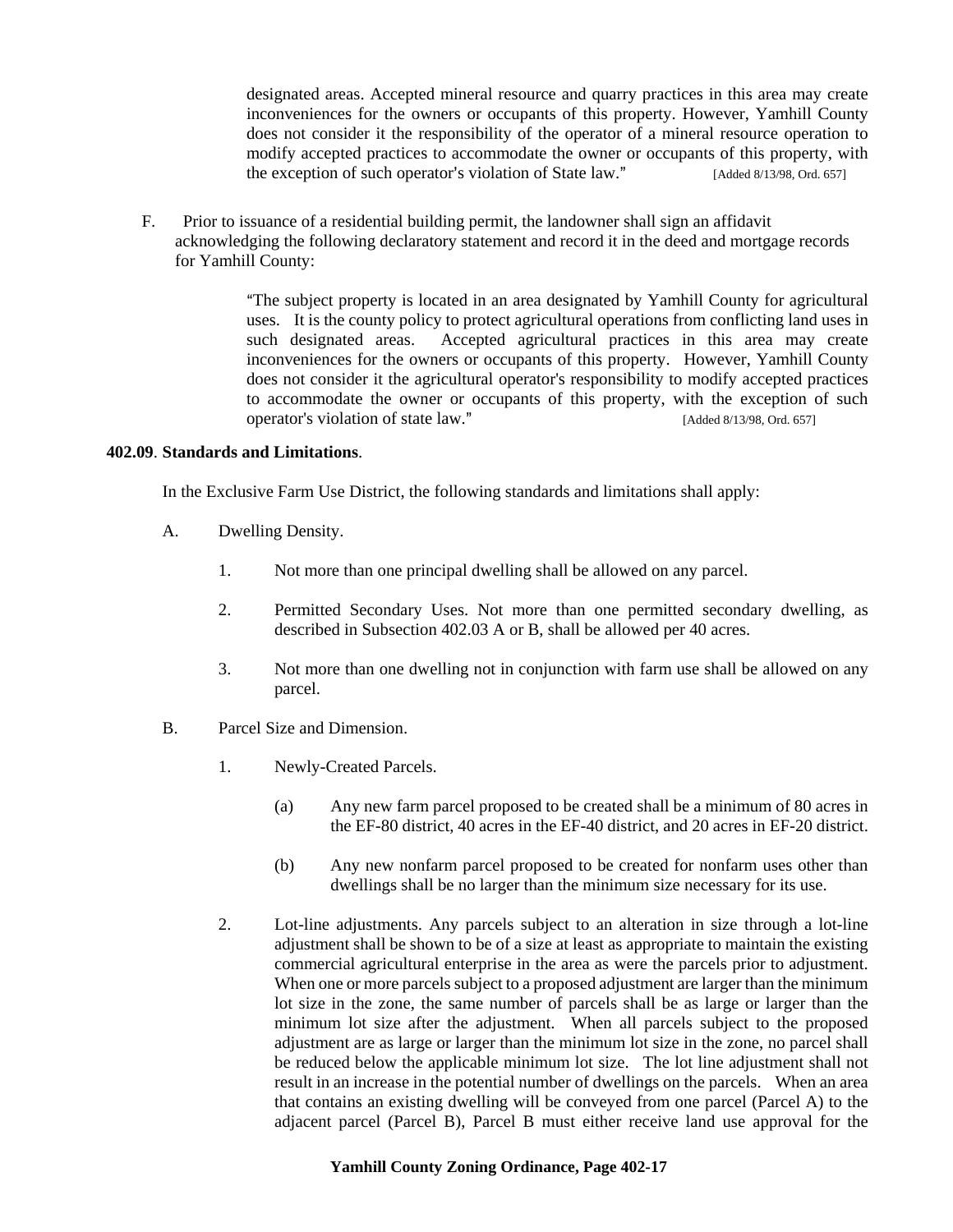designated areas. Accepted mineral resource and quarry practices in this area may create inconveniences for the owners or occupants of this property. However, Yamhill County does not consider it the responsibility of the operator of a mineral resource operation to modify accepted practices to accommodate the owner or occupants of this property, with the exception of such operator's violation of State law." [Added 8/13/98, Ord. 657]

F. Prior to issuance of a residential building permit, the landowner shall sign an affidavit acknowledging the following declaratory statement and record it in the deed and mortgage records for Yamhill County:

> "The subject property is located in an area designated by Yamhill County for agricultural uses. It is the county policy to protect agricultural operations from conflicting land uses in such designated areas. Accepted agricultural practices in this area may create inconveniences for the owners or occupants of this property. However, Yamhill County does not consider it the agricultural operator's responsibility to modify accepted practices to accommodate the owner or occupants of this property, with the exception of such operator's violation of state law." [Added 8/13/98, Ord. 657]

**402.09**. **Standards and Limitations**.

In the Exclusive Farm Use District, the following standards and limitations shall apply:

A. Dwelling Density.

1. Not more than one principal dwelling shall be allowed on any parcel.

2. Permitted Secondary Uses. Not more than one permitted secondary dwelling, as described in Subsection 402.03 A or B, shall be allowed per 40 acres.

3. Not more than one dwelling not in conjunction with farm use shall be allowed on any parcel.

B. Parcel Size and Dimension.

1. Newly-Created Parcels.

(a) Any new farm parcel proposed to be created shall be a minimum of 80 acres in the EF-80 district, 40 acres in the EF-40 district, and 20 acres in EF-20 district.

(b) Any new nonfarm parcel proposed to be created for nonfarm uses other than dwellings shall be no larger than the minimum size necessary for its use.

2. Lot-line adjustments. Any parcels subject to an alteration in size through a lot-line adjustment shall be shown to be of a size at least as appropriate to maintain the existing commercial agricultural enterprise in the area as were the parcels prior to adjustment. When one or more parcels subject to a proposed adjustment are larger than the minimum lot size in the zone, the same number of parcels shall be as large or larger than the minimum lot size after the adjustment. When all parcels subject to the proposed adjustment are as large or larger than the minimum lot size in the zone, no parcel shall be reduced below the applicable minimum lot size. The lot line adjustment shall not result in an increase in the potential number of dwellings on the parcels. When an area that contains an existing dwelling will be conveyed from one parcel (Parcel A) to the adjacent parcel (Parcel B), Parcel B must either receive land use approval for the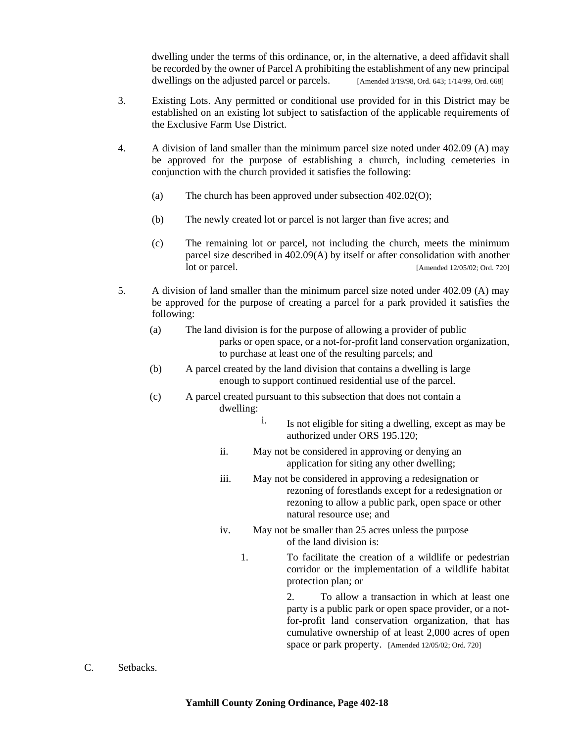dwelling under the terms of this ordinance, or, in the alternative, a deed affidavit shall be recorded by the owner of Parcel A prohibiting the establishment of any new principal dwellings on the adjusted parcel or parcels. [Amended 3/19/98, Ord. 643; 1/14/99, Ord. 668]

3. Existing Lots. Any permitted or conditional use provided for in this District may be established on an existing lot subject to satisfaction of the applicable requirements of the Exclusive Farm Use District.

4. A division of land smaller than the minimum parcel size noted under 402.09 (A) may be approved for the purpose of establishing a church, including cemeteries in conjunction with the church provided it satisfies the following:

   (a) The church has been approved under subsection 402.02(O);

   (b) The newly created lot or parcel is not larger than five acres; and

   (c) The remaining lot or parcel, not including the church, meets the minimum parcel size described in 402.09(A) by itself or after consolidation with another lot or parcel. [Amended 12/05/02; Ord. 720]

5. A division of land smaller than the minimum parcel size noted under 402.09 (A) may be approved for the purpose of creating a parcel for a park provided it satisfies the following:

   (a) The land division is for the purpose of allowing a provider of public parks or open space, or a not-for-profit land conservation organization, to purchase at least one of the resulting parcels; and

   (b) A parcel created by the land division that contains a dwelling is large enough to support continued residential use of the parcel.

   (c) A parcel created pursuant to this subsection that does not contain a dwelling:

      i. Is not eligible for siting a dwelling, except as may be authorized under ORS 195.120;

      ii. May not be considered in approving or denying an application for siting any other dwelling;

      iii. May not be considered in approving a redesignation or rezoning of forestlands except for a redesignation or rezoning to allow a public park, open space or other natural resource use; and

      iv. May not be smaller than 25 acres unless the purpose of the land division is:

         1. To facilitate the creation of a wildlife or pedestrian corridor or the implementation of a wildlife habitat protection plan; or

         2. To allow a transaction in which at least one party is a public park or open space provider, or a not-for-profit land conservation organization, that has cumulative ownership of at least 2,000 acres of open space or park property. [Amended 12/05/02; Ord. 720]

C. Setbacks.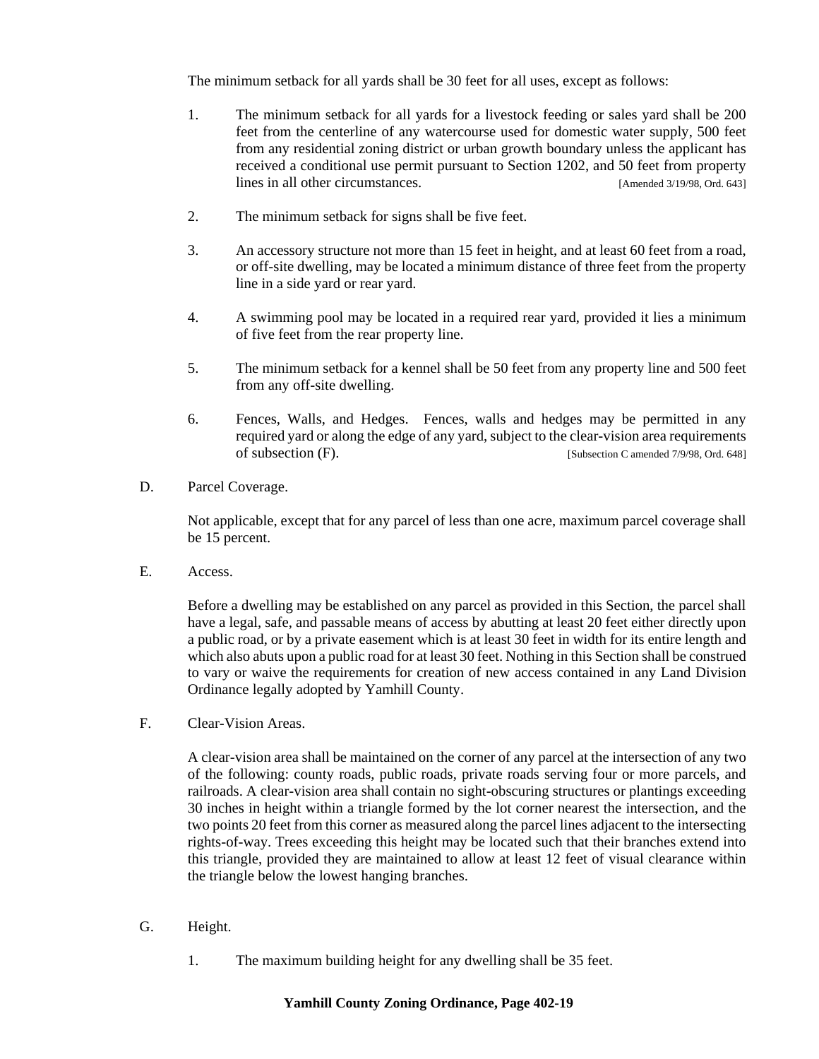The minimum setback for all yards shall be 30 feet for all uses, except as follows:

1. The minimum setback for all yards for a livestock feeding or sales yard shall be 200 feet from the centerline of any watercourse used for domestic water supply, 500 feet from any residential zoning district or urban growth boundary unless the applicant has received a conditional use permit pursuant to Section 1202, and 50 feet from property lines in all other circumstances. [Amended 3/19/98, Ord. 643]

2. The minimum setback for signs shall be five feet.

3. An accessory structure not more than 15 feet in height, and at least 60 feet from a road, or off-site dwelling, may be located a minimum distance of three feet from the property line in a side yard or rear yard.

4. A swimming pool may be located in a required rear yard, provided it lies a minimum of five feet from the rear property line.

5. The minimum setback for a kennel shall be 50 feet from any property line and 500 feet from any off-site dwelling.

6. Fences, Walls, and Hedges. Fences, walls and hedges may be permitted in any required yard or along the edge of any yard, subject to the clear-vision area requirements of subsection (F). [Subsection C amended 7/9/98, Ord. 648]

D. Parcel Coverage.

Not applicable, except that for any parcel of less than one acre, maximum parcel coverage shall be 15 percent.

E. Access.

Before a dwelling may be established on any parcel as provided in this Section, the parcel shall have a legal, safe, and passable means of access by abutting at least 20 feet either directly upon a public road, or by a private easement which is at least 30 feet in width for its entire length and which also abuts upon a public road for at least 30 feet. Nothing in this Section shall be construed to vary or waive the requirements for creation of new access contained in any Land Division Ordinance legally adopted by Yamhill County.

F. Clear-Vision Areas.

A clear-vision area shall be maintained on the corner of any parcel at the intersection of any two of the following: county roads, public roads, private roads serving four or more parcels, and railroads. A clear-vision area shall contain no sight-obscuring structures or plantings exceeding 30 inches in height within a triangle formed by the lot corner nearest the intersection, and the two points 20 feet from this corner as measured along the parcel lines adjacent to the intersecting rights-of-way. Trees exceeding this height may be located such that their branches extend into this triangle, provided they are maintained to allow at least 12 feet of visual clearance within the triangle below the lowest hanging branches.

G. Height.

1. The maximum building height for any dwelling shall be 35 feet.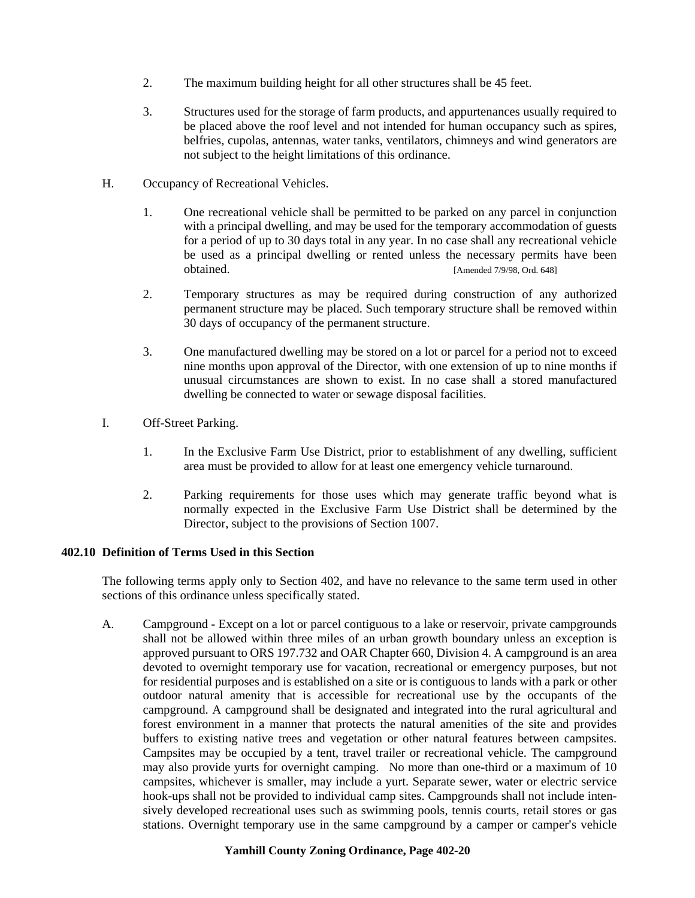2. The maximum building height for all other structures shall be 45 feet.

3. Structures used for the storage of farm products, and appurtenances usually required to be placed above the roof level and not intended for human occupancy such as spires, belfries, cupolas, antennas, water tanks, ventilators, chimneys and wind generators are not subject to the height limitations of this ordinance.

H. Occupancy of Recreational Vehicles.

1. One recreational vehicle shall be permitted to be parked on any parcel in conjunction with a principal dwelling, and may be used for the temporary accommodation of guests for a period of up to 30 days total in any year. In no case shall any recreational vehicle be used as a principal dwelling or rented unless the necessary permits have been obtained. [Amended 7/9/98, Ord. 648]

2. Temporary structures as may be required during construction of any authorized permanent structure may be placed. Such temporary structure shall be removed within 30 days of occupancy of the permanent structure.

3. One manufactured dwelling may be stored on a lot or parcel for a period not to exceed nine months upon approval of the Director, with one extension of up to nine months if unusual circumstances are shown to exist. In no case shall a stored manufactured dwelling be connected to water or sewage disposal facilities.

I. Off-Street Parking.

1. In the Exclusive Farm Use District, prior to establishment of any dwelling, sufficient area must be provided to allow for at least one emergency vehicle turnaround.

2. Parking requirements for those uses which may generate traffic beyond what is normally expected in the Exclusive Farm Use District shall be determined by the Director, subject to the provisions of Section 1007.

**402.10 Definition of Terms Used in this Section**

The following terms apply only to Section 402, and have no relevance to the same term used in other sections of this ordinance unless specifically stated.

A. Campground - Except on a lot or parcel contiguous to a lake or reservoir, private campgrounds shall not be allowed within three miles of an urban growth boundary unless an exception is approved pursuant to ORS 197.732 and OAR Chapter 660, Division 4. A campground is an area devoted to overnight temporary use for vacation, recreational or emergency purposes, but not for residential purposes and is established on a site or is contiguous to lands with a park or other outdoor natural amenity that is accessible for recreational use by the occupants of the campground. A campground shall be designated and integrated into the rural agricultural and forest environment in a manner that protects the natural amenities of the site and provides buffers to existing native trees and vegetation or other natural features between campsites. Campsites may be occupied by a tent, travel trailer or recreational vehicle. The campground may also provide yurts for overnight camping. No more than one-third or a maximum of 10 campsites, whichever is smaller, may include a yurt. Separate sewer, water or electric service hook-ups shall not be provided to individual camp sites. Campgrounds shall not include intensively developed recreational uses such as swimming pools, tennis courts, retail stores or gas stations. Overnight temporary use in the same campground by a camper or camper's vehicle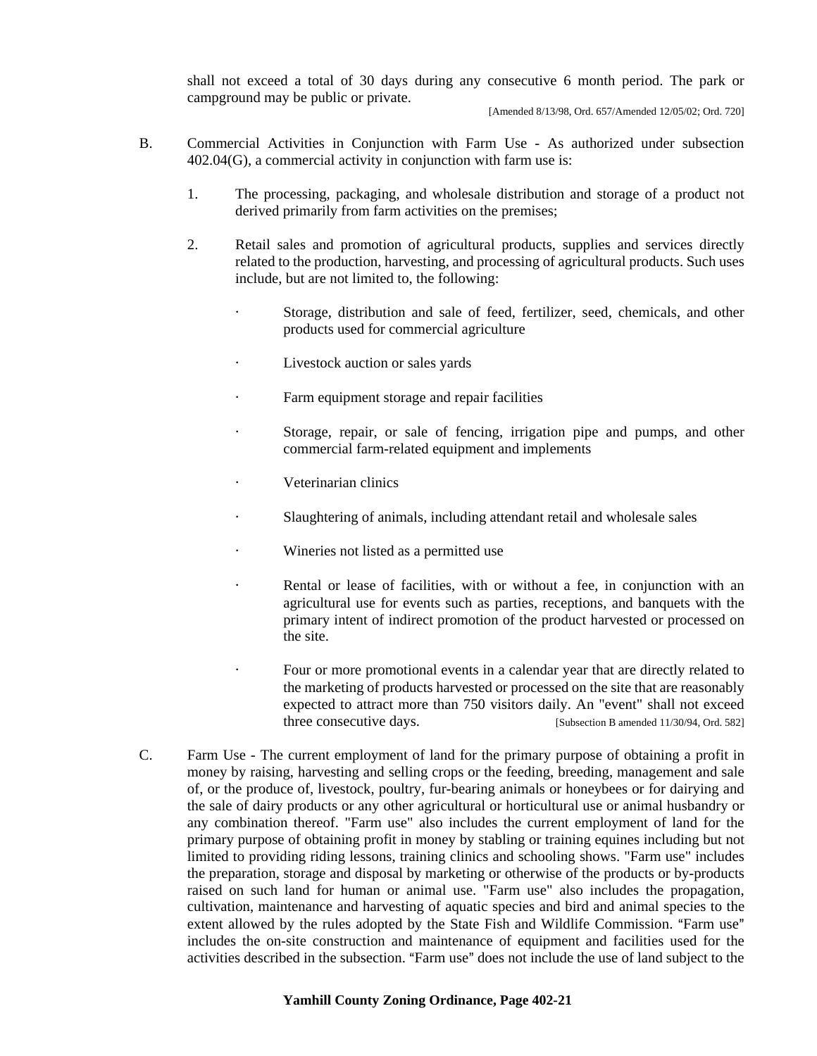shall not exceed a total of 30 days during any consecutive 6 month period. The park or campground may be public or private.

[Amended 8/13/98, Ord. 657/Amended 12/05/02; Ord. 720]

B. Commercial Activities in Conjunction with Farm Use - As authorized under subsection 402.04(G), a commercial activity in conjunction with farm use is:

1. The processing, packaging, and wholesale distribution and storage of a product not derived primarily from farm activities on the premises;

2. Retail sales and promotion of agricultural products, supplies and services directly related to the production, harvesting, and processing of agricultural products. Such uses include, but are not limited to, the following:

   · Storage, distribution and sale of feed, fertilizer, seed, chemicals, and other products used for commercial agriculture

   · Livestock auction or sales yards

   · Farm equipment storage and repair facilities

   · Storage, repair, or sale of fencing, irrigation pipe and pumps, and other commercial farm-related equipment and implements

   · Veterinarian clinics

   · Slaughtering of animals, including attendant retail and wholesale sales

   · Wineries not listed as a permitted use

   · Rental or lease of facilities, with or without a fee, in conjunction with an agricultural use for events such as parties, receptions, and banquets with the primary intent of indirect promotion of the product harvested or processed on the site.

   · Four or more promotional events in a calendar year that are directly related to the marketing of products harvested or processed on the site that are reasonably expected to attract more than 750 visitors daily. An "event" shall not exceed three consecutive days. [Subsection B amended 11/30/94, Ord. 582]

C. Farm Use - The current employment of land for the primary purpose of obtaining a profit in money by raising, harvesting and selling crops or the feeding, breeding, management and sale of, or the produce of, livestock, poultry, fur-bearing animals or honeybees or for dairying and the sale of dairy products or any other agricultural or horticultural use or animal husbandry or any combination thereof. "Farm use" also includes the current employment of land for the primary purpose of obtaining profit in money by stabling or training equines including but not limited to providing riding lessons, training clinics and schooling shows. "Farm use" includes the preparation, storage and disposal by marketing or otherwise of the products or by-products raised on such land for human or animal use. "Farm use" also includes the propagation, cultivation, maintenance and harvesting of aquatic species and bird and animal species to the extent allowed by the rules adopted by the State Fish and Wildlife Commission. "Farm use" includes the on-site construction and maintenance of equipment and facilities used for the activities described in the subsection. "Farm use" does not include the use of land subject to the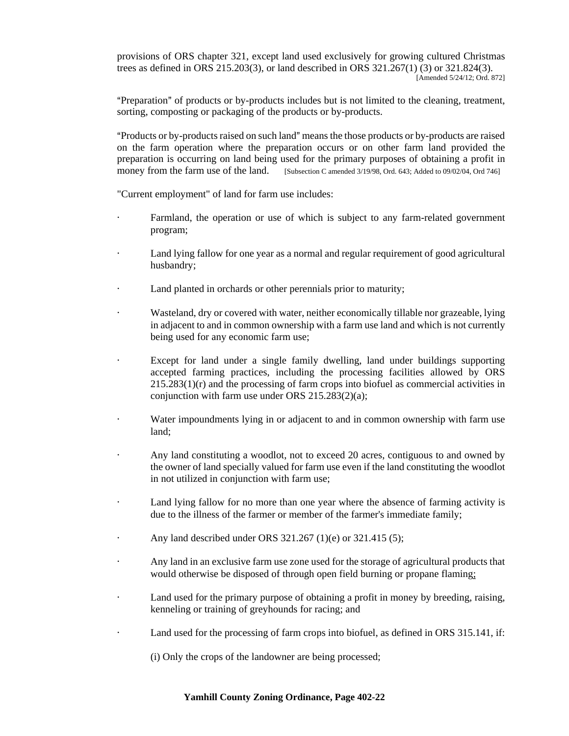provisions of ORS chapter 321, except land used exclusively for growing cultured Christmas trees as defined in ORS 215.203(3), or land described in ORS 321.267(1) (3) or 321.824(3). [Amended 5/24/12; Ord. 872]

"Preparation" of products or by-products includes but is not limited to the cleaning, treatment, sorting, composting or packaging of the products or by-products.

"Products or by-products raised on such land" means the those products or by-products are raised on the farm operation where the preparation occurs or on other farm land provided the preparation is occurring on land being used for the primary purposes of obtaining a profit in money from the farm use of the land. [Subsection C amended 3/19/98, Ord. 643; Added to 09/02/04, Ord 746]

"Current employment" of land for farm use includes:

- Farmland, the operation or use of which is subject to any farm-related government program;
- Land lying fallow for one year as a normal and regular requirement of good agricultural husbandry;
- Land planted in orchards or other perennials prior to maturity;
- Wasteland, dry or covered with water, neither economically tillable nor grazeable, lying in adjacent to and in common ownership with a farm use land and which is not currently being used for any economic farm use;
- Except for land under a single family dwelling, land under buildings supporting accepted farming practices, including the processing facilities allowed by ORS 215.283(1)(r) and the processing of farm crops into biofuel as commercial activities in conjunction with farm use under ORS 215.283(2)(a);
- Water impoundments lying in or adjacent to and in common ownership with farm use land;
- Any land constituting a woodlot, not to exceed 20 acres, contiguous to and owned by the owner of land specially valued for farm use even if the land constituting the woodlot in not utilized in conjunction with farm use;
- Land lying fallow for no more than one year where the absence of farming activity is due to the illness of the farmer or member of the farmer's immediate family;
- Any land described under ORS 321.267 (1)(e) or 321.415 (5);
- Any land in an exclusive farm use zone used for the storage of agricultural products that would otherwise be disposed of through open field burning or propane flaming;
- Land used for the primary purpose of obtaining a profit in money by breeding, raising, kenneling or training of greyhounds for racing; and
- Land used for the processing of farm crops into biofuel, as defined in ORS 315.141, if:

  (i) Only the crops of the landowner are being processed;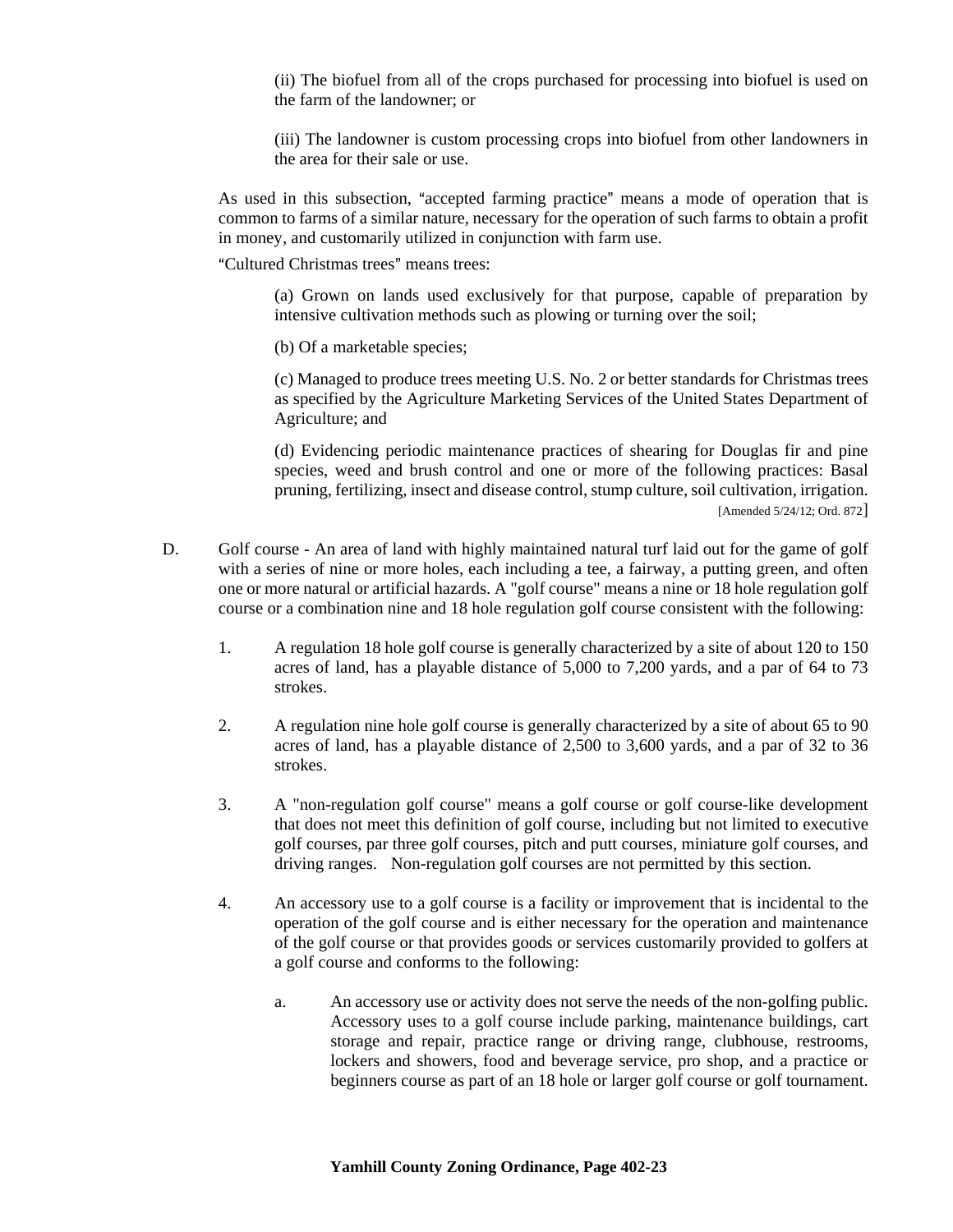(ii) The biofuel from all of the crops purchased for processing into biofuel is used on the farm of the landowner; or

(iii) The landowner is custom processing crops into biofuel from other landowners in the area for their sale or use.

As used in this subsection, "accepted farming practice" means a mode of operation that is common to farms of a similar nature, necessary for the operation of such farms to obtain a profit in money, and customarily utilized in conjunction with farm use.

"Cultured Christmas trees" means trees:

(a) Grown on lands used exclusively for that purpose, capable of preparation by intensive cultivation methods such as plowing or turning over the soil;

(b) Of a marketable species;

(c) Managed to produce trees meeting U.S. No. 2 or better standards for Christmas trees as specified by the Agriculture Marketing Services of the United States Department of Agriculture; and

(d) Evidencing periodic maintenance practices of shearing for Douglas fir and pine species, weed and brush control and one or more of the following practices: Basal pruning, fertilizing, insect and disease control, stump culture, soil cultivation, irrigation. [Amended 5/24/12; Ord. 872]

D. Golf course - An area of land with highly maintained natural turf laid out for the game of golf with a series of nine or more holes, each including a tee, a fairway, a putting green, and often one or more natural or artificial hazards. A "golf course" means a nine or 18 hole regulation golf course or a combination nine and 18 hole regulation golf course consistent with the following:

1. A regulation 18 hole golf course is generally characterized by a site of about 120 to 150 acres of land, has a playable distance of 5,000 to 7,200 yards, and a par of 64 to 73 strokes.

2. A regulation nine hole golf course is generally characterized by a site of about 65 to 90 acres of land, has a playable distance of 2,500 to 3,600 yards, and a par of 32 to 36 strokes.

3. A "non-regulation golf course" means a golf course or golf course-like development that does not meet this definition of golf course, including but not limited to executive golf courses, par three golf courses, pitch and putt courses, miniature golf courses, and driving ranges. Non-regulation golf courses are not permitted by this section.

4. An accessory use to a golf course is a facility or improvement that is incidental to the operation of the golf course and is either necessary for the operation and maintenance of the golf course or that provides goods or services customarily provided to golfers at a golf course and conforms to the following:

   a. An accessory use or activity does not serve the needs of the non-golfing public. Accessory uses to a golf course include parking, maintenance buildings, cart storage and repair, practice range or driving range, clubhouse, restrooms, lockers and showers, food and beverage service, pro shop, and a practice or beginners course as part of an 18 hole or larger golf course or golf tournament.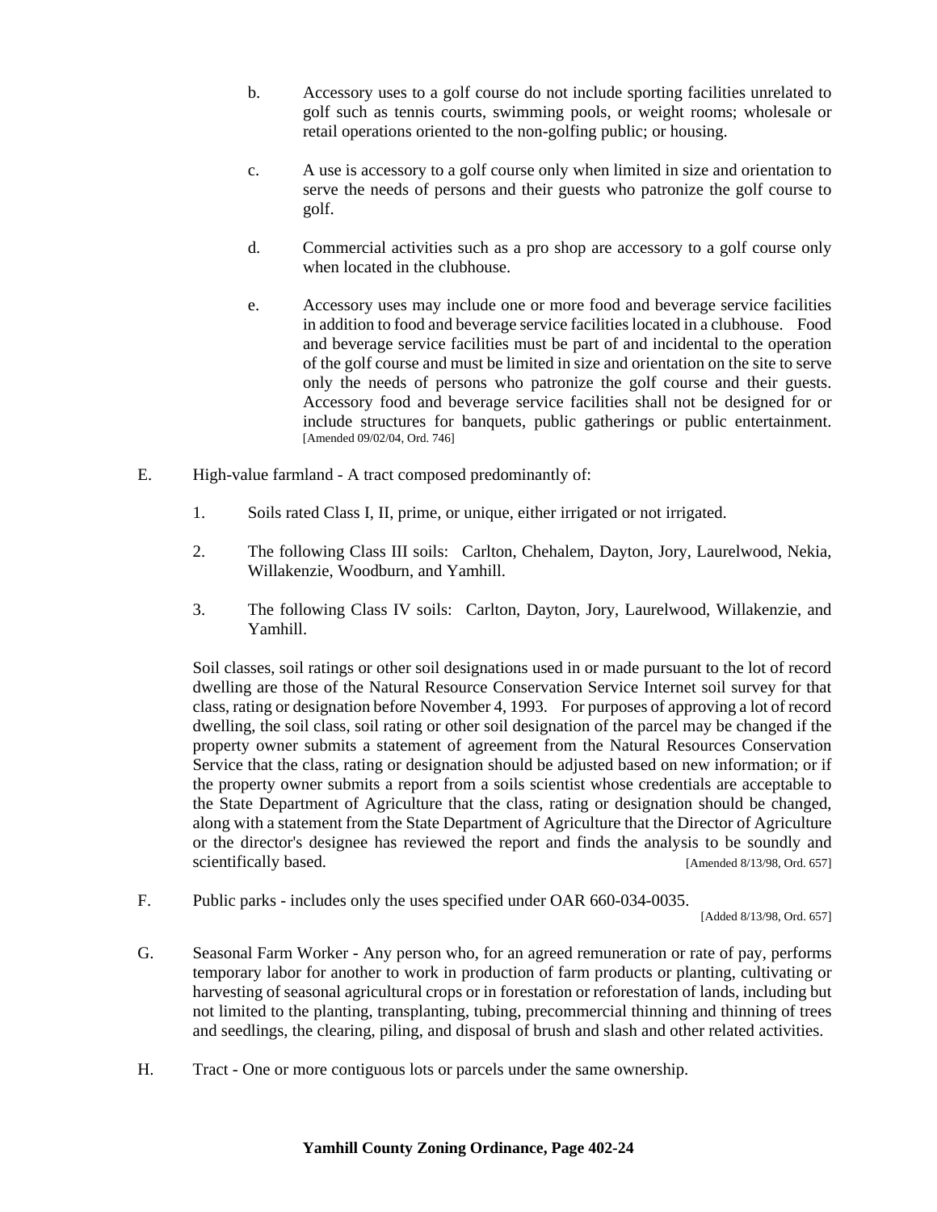b. Accessory uses to a golf course do not include sporting facilities unrelated to golf such as tennis courts, swimming pools, or weight rooms; wholesale or retail operations oriented to the non-golfing public; or housing.

c. A use is accessory to a golf course only when limited in size and orientation to serve the needs of persons and their guests who patronize the golf course to golf.

d. Commercial activities such as a pro shop are accessory to a golf course only when located in the clubhouse.

e. Accessory uses may include one or more food and beverage service facilities in addition to food and beverage service facilities located in a clubhouse. Food and beverage service facilities must be part of and incidental to the operation of the golf course and must be limited in size and orientation on the site to serve only the needs of persons who patronize the golf course and their guests. Accessory food and beverage service facilities shall not be designed for or include structures for banquets, public gatherings or public entertainment. [Amended 09/02/04, Ord. 746]

E. High-value farmland - A tract composed predominantly of:

1. Soils rated Class I, II, prime, or unique, either irrigated or not irrigated.

2. The following Class III soils: Carlton, Chehalem, Dayton, Jory, Laurelwood, Nekia, Willakenzie, Woodburn, and Yamhill.

3. The following Class IV soils: Carlton, Dayton, Jory, Laurelwood, Willakenzie, and Yamhill.

Soil classes, soil ratings or other soil designations used in or made pursuant to the lot of record dwelling are those of the Natural Resource Conservation Service Internet soil survey for that class, rating or designation before November 4, 1993. For purposes of approving a lot of record dwelling, the soil class, soil rating or other soil designation of the parcel may be changed if the property owner submits a statement of agreement from the Natural Resources Conservation Service that the class, rating or designation should be adjusted based on new information; or if the property owner submits a report from a soils scientist whose credentials are acceptable to the State Department of Agriculture that the class, rating or designation should be changed, along with a statement from the State Department of Agriculture that the Director of Agriculture or the director's designee has reviewed the report and finds the analysis to be soundly and scientifically based. [Amended 8/13/98, Ord. 657]

F. Public parks - includes only the uses specified under OAR 660-034-0035. [Added 8/13/98, Ord. 657]

G. Seasonal Farm Worker - Any person who, for an agreed remuneration or rate of pay, performs temporary labor for another to work in production of farm products or planting, cultivating or harvesting of seasonal agricultural crops or in forestation or reforestation of lands, including but not limited to the planting, transplanting, tubing, precommercial thinning and thinning of trees and seedlings, the clearing, piling, and disposal of brush and slash and other related activities.

H. Tract - One or more contiguous lots or parcels under the same ownership.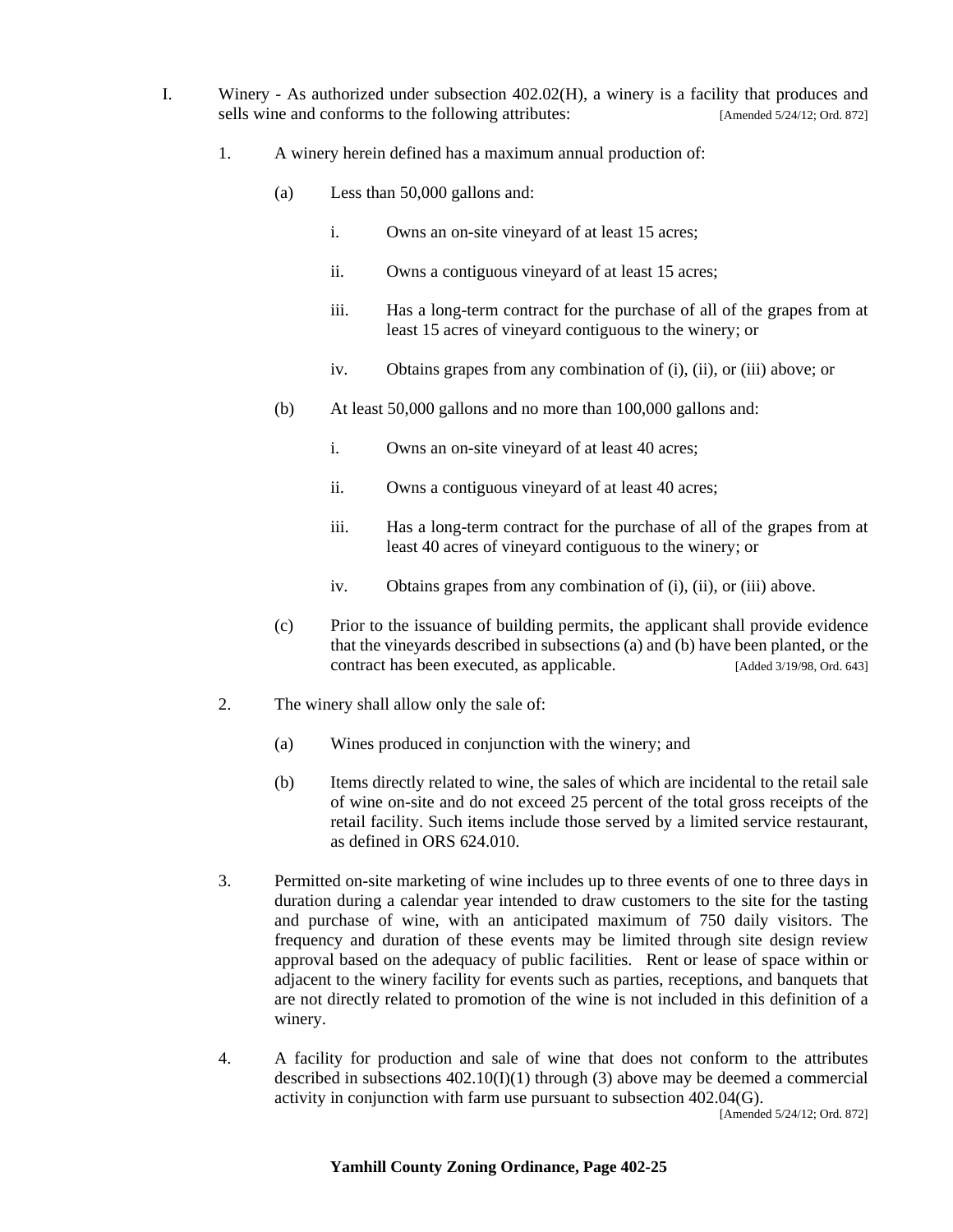I. Winery - As authorized under subsection 402.02(H), a winery is a facility that produces and sells wine and conforms to the following attributes: [Amended 5/24/12; Ord. 872]

1. A winery herein defined has a maximum annual production of:

   (a) Less than 50,000 gallons and:

      i. Owns an on-site vineyard of at least 15 acres;

      ii. Owns a contiguous vineyard of at least 15 acres;

      iii. Has a long-term contract for the purchase of all of the grapes from at least 15 acres of vineyard contiguous to the winery; or

      iv. Obtains grapes from any combination of (i), (ii), or (iii) above; or

   (b) At least 50,000 gallons and no more than 100,000 gallons and:

      i. Owns an on-site vineyard of at least 40 acres;

      ii. Owns a contiguous vineyard of at least 40 acres;

      iii. Has a long-term contract for the purchase of all of the grapes from at least 40 acres of vineyard contiguous to the winery; or

      iv. Obtains grapes from any combination of (i), (ii), or (iii) above.

   (c) Prior to the issuance of building permits, the applicant shall provide evidence that the vineyards described in subsections (a) and (b) have been planted, or the contract has been executed, as applicable. [Added 3/19/98, Ord. 643]

2. The winery shall allow only the sale of:

   (a) Wines produced in conjunction with the winery; and

   (b) Items directly related to wine, the sales of which are incidental to the retail sale of wine on-site and do not exceed 25 percent of the total gross receipts of the retail facility. Such items include those served by a limited service restaurant, as defined in ORS 624.010.

3. Permitted on-site marketing of wine includes up to three events of one to three days in duration during a calendar year intended to draw customers to the site for the tasting and purchase of wine, with an anticipated maximum of 750 daily visitors. The frequency and duration of these events may be limited through site design review approval based on the adequacy of public facilities. Rent or lease of space within or adjacent to the winery facility for events such as parties, receptions, and banquets that are not directly related to promotion of the wine is not included in this definition of a winery.

4. A facility for production and sale of wine that does not conform to the attributes described in subsections 402.10(I)(1) through (3) above may be deemed a commercial activity in conjunction with farm use pursuant to subsection 402.04(G). [Amended 5/24/12; Ord. 872]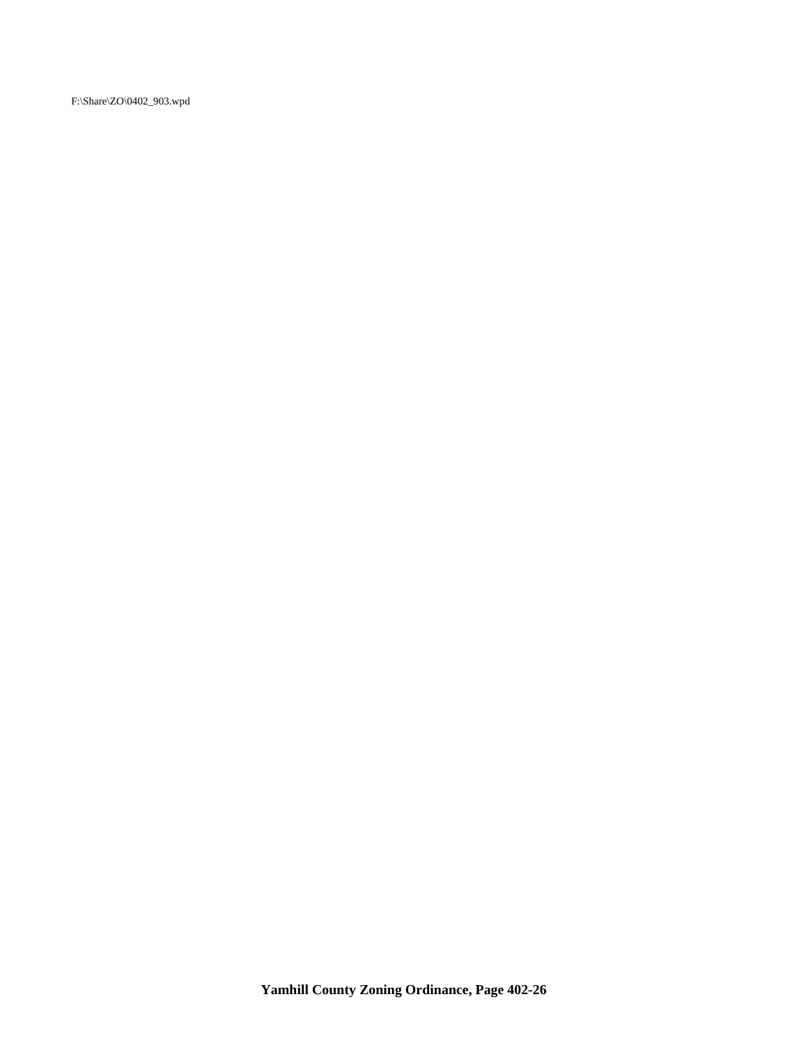F:\Share\ZO\0402_903.wpd